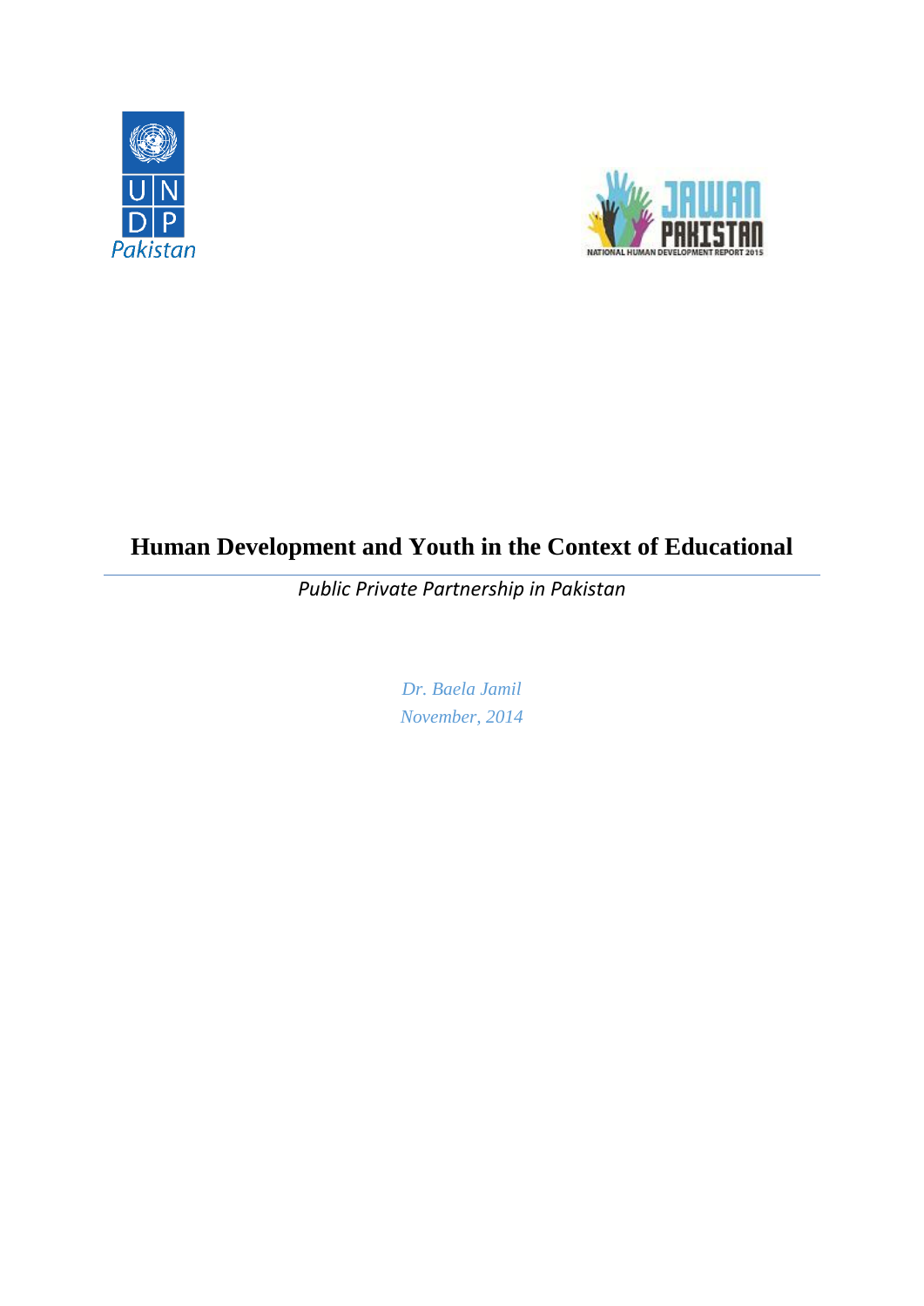# Human Development and Youth in the Context of Educational

*Public Private Partnership in Pakistan*

*Dr. Baela Jamil*

*November, 2014*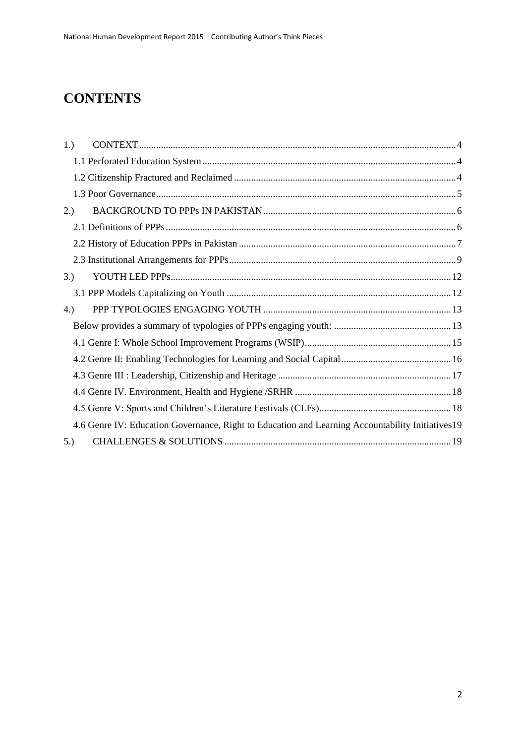# CONTENTS

1.) CONTEXT ..... 4

- 1.1 Perforated Education System ..... 4
- 1.2 Citizenship Fractured and Reclaimed ..... 4
- 1.3 Poor Governance ..... 5

2.) BACKGROUND TO PPPs IN PAKISTAN ..... 6

- 2.1 Definitions of PPPs ..... 6
- 2.2 History of Education PPPs in Pakistan ..... 7
- 2.3 Institutional Arrangements for PPPs ..... 9

3.) YOUTH LED PPPs ..... 12

- 3.1 PPP Models Capitalizing on Youth ..... 12

4.) PPP TYPOLOGIES ENGAGING YOUTH ..... 13

- Below provides a summary of typologies of PPPs engaging youth: ..... 13
- 4.1 Genre I: Whole School Improvement Programs (WSIP) ..... 15
- 4.2 Genre II: Enabling Technologies for Learning and Social Capital ..... 16
- 4.3 Genre III : Leadership, Citizenship and Heritage ..... 17
- 4.4 Genre IV. Environment, Health and Hygiene /SRHR ..... 18
- 4.5 Genre V: Sports and Children's Literature Festivals (CLFs) ..... 18
- 4.6 Genre IV: Education Governance, Right to Education and Learning Accountability Initiatives ..... 19

5.) CHALLENGES & SOLUTIONS ..... 19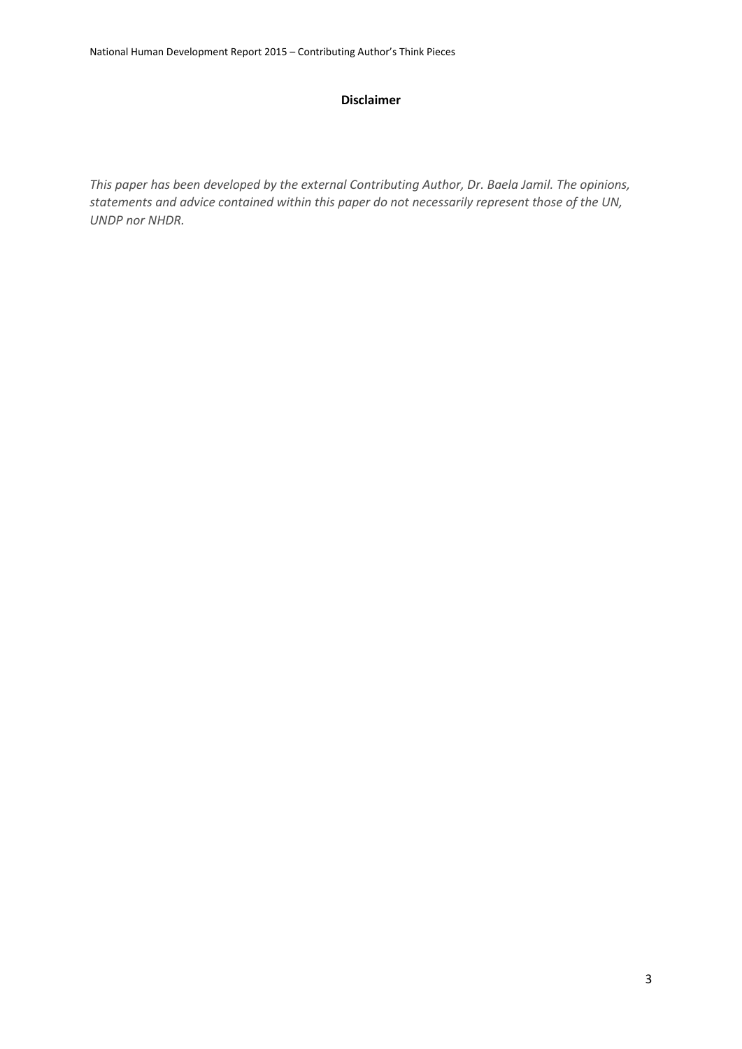**Disclaimer**

*This paper has been developed by the external Contributing Author, Dr. Baela Jamil. The opinions, statements and advice contained within this paper do not necessarily represent those of the UN, UNDP nor NHDR.*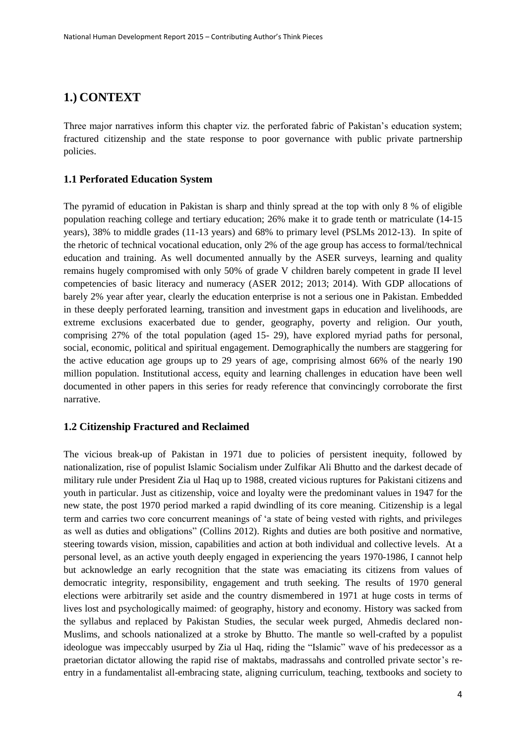# 1.) CONTEXT

Three major narratives inform this chapter viz. the perforated fabric of Pakistan's education system; fractured citizenship and the state response to poor governance with public private partnership policies.

## 1.1 Perforated Education System

The pyramid of education in Pakistan is sharp and thinly spread at the top with only 8 % of eligible population reaching college and tertiary education; 26% make it to grade tenth or matriculate (14-15 years), 38% to middle grades (11-13 years) and 68% to primary level (PSLMs 2012-13). In spite of the rhetoric of technical vocational education, only 2% of the age group has access to formal/technical education and training. As well documented annually by the ASER surveys, learning and quality remains hugely compromised with only 50% of grade V children barely competent in grade II level competencies of basic literacy and numeracy (ASER 2012; 2013; 2014). With GDP allocations of barely 2% year after year, clearly the education enterprise is not a serious one in Pakistan. Embedded in these deeply perforated learning, transition and investment gaps in education and livelihoods, are extreme exclusions exacerbated due to gender, geography, poverty and religion. Our youth, comprising 27% of the total population (aged 15- 29), have explored myriad paths for personal, social, economic, political and spiritual engagement. Demographically the numbers are staggering for the active education age groups up to 29 years of age, comprising almost 66% of the nearly 190 million population. Institutional access, equity and learning challenges in education have been well documented in other papers in this series for ready reference that convincingly corroborate the first narrative.

## 1.2 Citizenship Fractured and Reclaimed

The vicious break-up of Pakistan in 1971 due to policies of persistent inequity, followed by nationalization, rise of populist Islamic Socialism under Zulfikar Ali Bhutto and the darkest decade of military rule under President Zia ul Haq up to 1988, created vicious ruptures for Pakistani citizens and youth in particular. Just as citizenship, voice and loyalty were the predominant values in 1947 for the new state, the post 1970 period marked a rapid dwindling of its core meaning. Citizenship is a legal term and carries two core concurrent meanings of 'a state of being vested with rights, and privileges as well as duties and obligations" (Collins 2012). Rights and duties are both positive and normative, steering towards vision, mission, capabilities and action at both individual and collective levels. At a personal level, as an active youth deeply engaged in experiencing the years 1970-1986, I cannot help but acknowledge an early recognition that the state was emaciating its citizens from values of democratic integrity, responsibility, engagement and truth seeking. The results of 1970 general elections were arbitrarily set aside and the country dismembered in 1971 at huge costs in terms of lives lost and psychologically maimed: of geography, history and economy. History was sacked from the syllabus and replaced by Pakistan Studies, the secular week purged, Ahmedis declared non-Muslims, and schools nationalized at a stroke by Bhutto. The mantle so well-crafted by a populist ideologue was impeccably usurped by Zia ul Haq, riding the "Islamic" wave of his predecessor as a praetorian dictator allowing the rapid rise of maktabs, madrassahs and controlled private sector's re-entry in a fundamentalist all-embracing state, aligning curriculum, teaching, textbooks and society to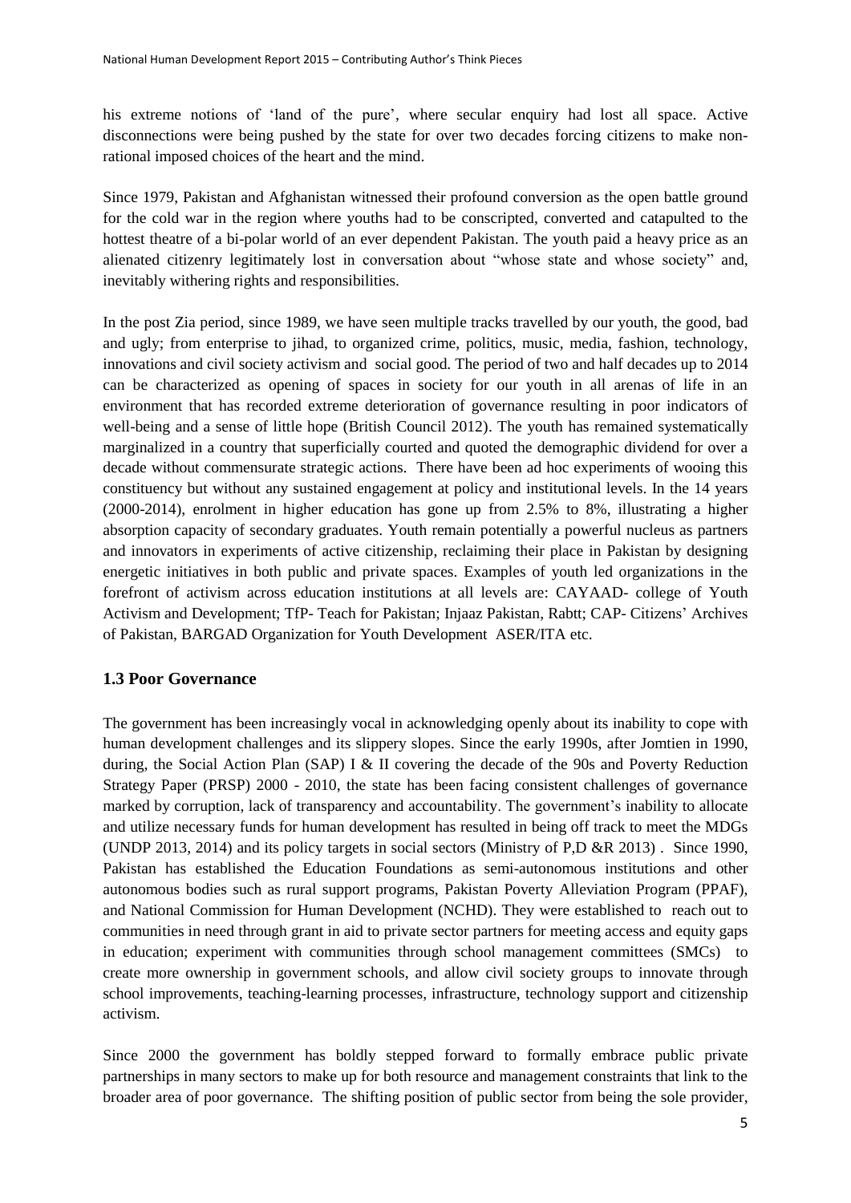his extreme notions of 'land of the pure', where secular enquiry had lost all space. Active disconnections were being pushed by the state for over two decades forcing citizens to make non-rational imposed choices of the heart and the mind.

Since 1979, Pakistan and Afghanistan witnessed their profound conversion as the open battle ground for the cold war in the region where youths had to be conscripted, converted and catapulted to the hottest theatre of a bi-polar world of an ever dependent Pakistan. The youth paid a heavy price as an alienated citizenry legitimately lost in conversation about "whose state and whose society" and, inevitably withering rights and responsibilities.

In the post Zia period, since 1989, we have seen multiple tracks travelled by our youth, the good, bad and ugly; from enterprise to jihad, to organized crime, politics, music, media, fashion, technology, innovations and civil society activism and social good. The period of two and half decades up to 2014 can be characterized as opening of spaces in society for our youth in all arenas of life in an environment that has recorded extreme deterioration of governance resulting in poor indicators of well-being and a sense of little hope (British Council 2012). The youth has remained systematically marginalized in a country that superficially courted and quoted the demographic dividend for over a decade without commensurate strategic actions. There have been ad hoc experiments of wooing this constituency but without any sustained engagement at policy and institutional levels. In the 14 years (2000-2014), enrolment in higher education has gone up from 2.5% to 8%, illustrating a higher absorption capacity of secondary graduates. Youth remain potentially a powerful nucleus as partners and innovators in experiments of active citizenship, reclaiming their place in Pakistan by designing energetic initiatives in both public and private spaces. Examples of youth led organizations in the forefront of activism across education institutions at all levels are: CAYAAD- college of Youth Activism and Development; TfP- Teach for Pakistan; Injaaz Pakistan, Rabtt; CAP- Citizens' Archives of Pakistan, BARGAD Organization for Youth Development ASER/ITA etc.

### 1.3 Poor Governance

The government has been increasingly vocal in acknowledging openly about its inability to cope with human development challenges and its slippery slopes. Since the early 1990s, after Jomtien in 1990, during, the Social Action Plan (SAP) I & II covering the decade of the 90s and Poverty Reduction Strategy Paper (PRSP) 2000 - 2010, the state has been facing consistent challenges of governance marked by corruption, lack of transparency and accountability. The government's inability to allocate and utilize necessary funds for human development has resulted in being off track to meet the MDGs (UNDP 2013, 2014) and its policy targets in social sectors (Ministry of P,D &R 2013) . Since 1990, Pakistan has established the Education Foundations as semi-autonomous institutions and other autonomous bodies such as rural support programs, Pakistan Poverty Alleviation Program (PPAF), and National Commission for Human Development (NCHD). They were established to reach out to communities in need through grant in aid to private sector partners for meeting access and equity gaps in education; experiment with communities through school management committees (SMCs) to create more ownership in government schools, and allow civil society groups to innovate through school improvements, teaching-learning processes, infrastructure, technology support and citizenship activism.

Since 2000 the government has boldly stepped forward to formally embrace public private partnerships in many sectors to make up for both resource and management constraints that link to the broader area of poor governance. The shifting position of public sector from being the sole provider,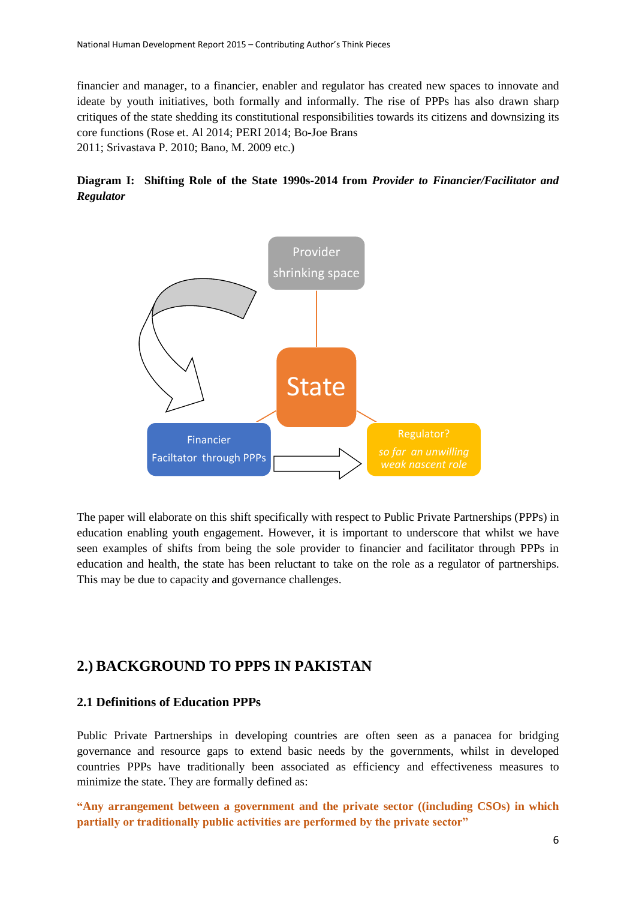financier and manager, to a financier, enabler and regulator has created new spaces to innovate and ideate by youth initiatives, both formally and informally. The rise of PPPs has also drawn sharp critiques of the state shedding its constitutional responsibilities towards its citizens and downsizing its core functions (Rose et. Al 2014; PERI 2014; Bo-Joe Brans 2011; Srivastava P. 2010; Bano, M. 2009 etc.)

**Diagram I: Shifting Role of the State 1990s-2014 from *Provider to Financier/Facilitator and Regulator***

Provider shrinking space

State

Financier Faciltator through PPPs

Regulator? *so far an unwilling weak nascent role*

The paper will elaborate on this shift specifically with respect to Public Private Partnerships (PPPs) in education enabling youth engagement. However, it is important to underscore that whilst we have seen examples of shifts from being the sole provider to financier and facilitator through PPPs in education and health, the state has been reluctant to take on the role as a regulator of partnerships. This may be due to capacity and governance challenges.

## 2.) BACKGROUND TO PPPS IN PAKISTAN

### 2.1 Definitions of Education PPPs

Public Private Partnerships in developing countries are often seen as a panacea for bridging governance and resource gaps to extend basic needs by the governments, whilst in developed countries PPPs have traditionally been associated as efficiency and effectiveness measures to minimize the state. They are formally defined as:

**"Any arrangement between a government and the private sector ((including CSOs) in which partially or traditionally public activities are performed by the private sector"**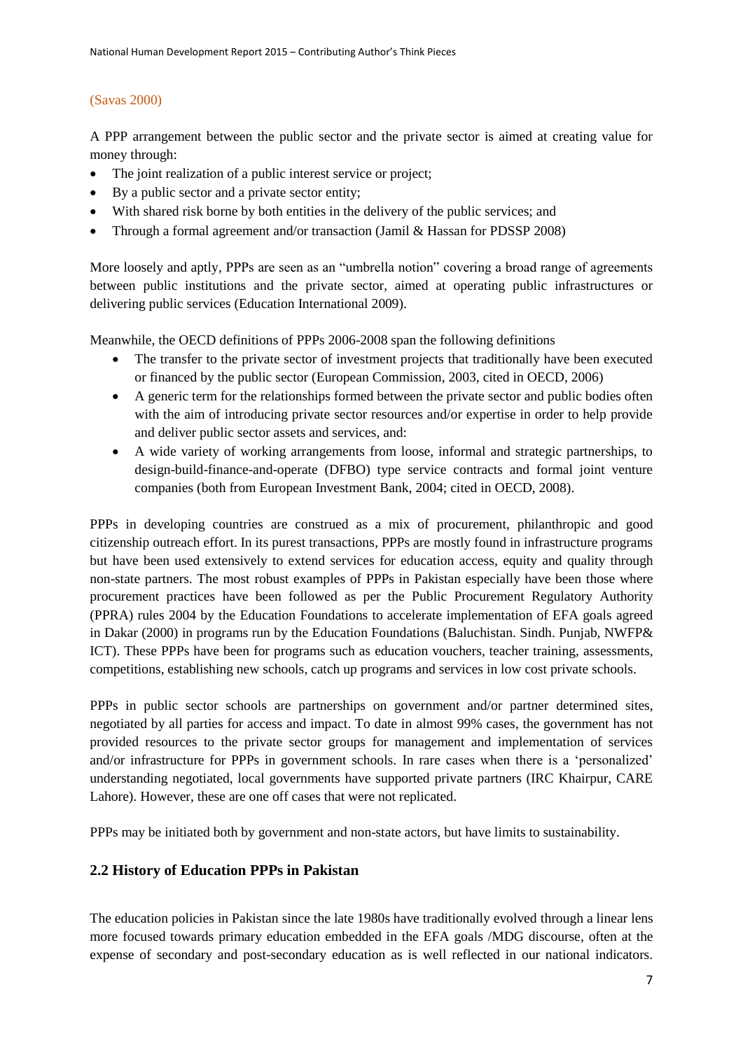(Savas 2000)

A PPP arrangement between the public sector and the private sector is aimed at creating value for money through:

- The joint realization of a public interest service or project;
- By a public sector and a private sector entity;
- With shared risk borne by both entities in the delivery of the public services; and
- Through a formal agreement and/or transaction (Jamil & Hassan for PDSSP 2008)

More loosely and aptly, PPPs are seen as an "umbrella notion" covering a broad range of agreements between public institutions and the private sector, aimed at operating public infrastructures or delivering public services (Education International 2009).

Meanwhile, the OECD definitions of PPPs 2006-2008 span the following definitions

- The transfer to the private sector of investment projects that traditionally have been executed or financed by the public sector (European Commission, 2003, cited in OECD, 2006)
- A generic term for the relationships formed between the private sector and public bodies often with the aim of introducing private sector resources and/or expertise in order to help provide and deliver public sector assets and services, and:
- A wide variety of working arrangements from loose, informal and strategic partnerships, to design-build-finance-and-operate (DFBO) type service contracts and formal joint venture companies (both from European Investment Bank, 2004; cited in OECD, 2008).

PPPs in developing countries are construed as a mix of procurement, philanthropic and good citizenship outreach effort. In its purest transactions, PPPs are mostly found in infrastructure programs but have been used extensively to extend services for education access, equity and quality through non-state partners. The most robust examples of PPPs in Pakistan especially have been those where procurement practices have been followed as per the Public Procurement Regulatory Authority (PPRA) rules 2004 by the Education Foundations to accelerate implementation of EFA goals agreed in Dakar (2000) in programs run by the Education Foundations (Baluchistan. Sindh. Punjab, NWFP& ICT). These PPPs have been for programs such as education vouchers, teacher training, assessments, competitions, establishing new schools, catch up programs and services in low cost private schools.

PPPs in public sector schools are partnerships on government and/or partner determined sites, negotiated by all parties for access and impact. To date in almost 99% cases, the government has not provided resources to the private sector groups for management and implementation of services and/or infrastructure for PPPs in government schools. In rare cases when there is a 'personalized' understanding negotiated, local governments have supported private partners (IRC Khairpur, CARE Lahore). However, these are one off cases that were not replicated.

PPPs may be initiated both by government and non-state actors, but have limits to sustainability.

## 2.2 History of Education PPPs in Pakistan

The education policies in Pakistan since the late 1980s have traditionally evolved through a linear lens more focused towards primary education embedded in the EFA goals /MDG discourse, often at the expense of secondary and post-secondary education as is well reflected in our national indicators.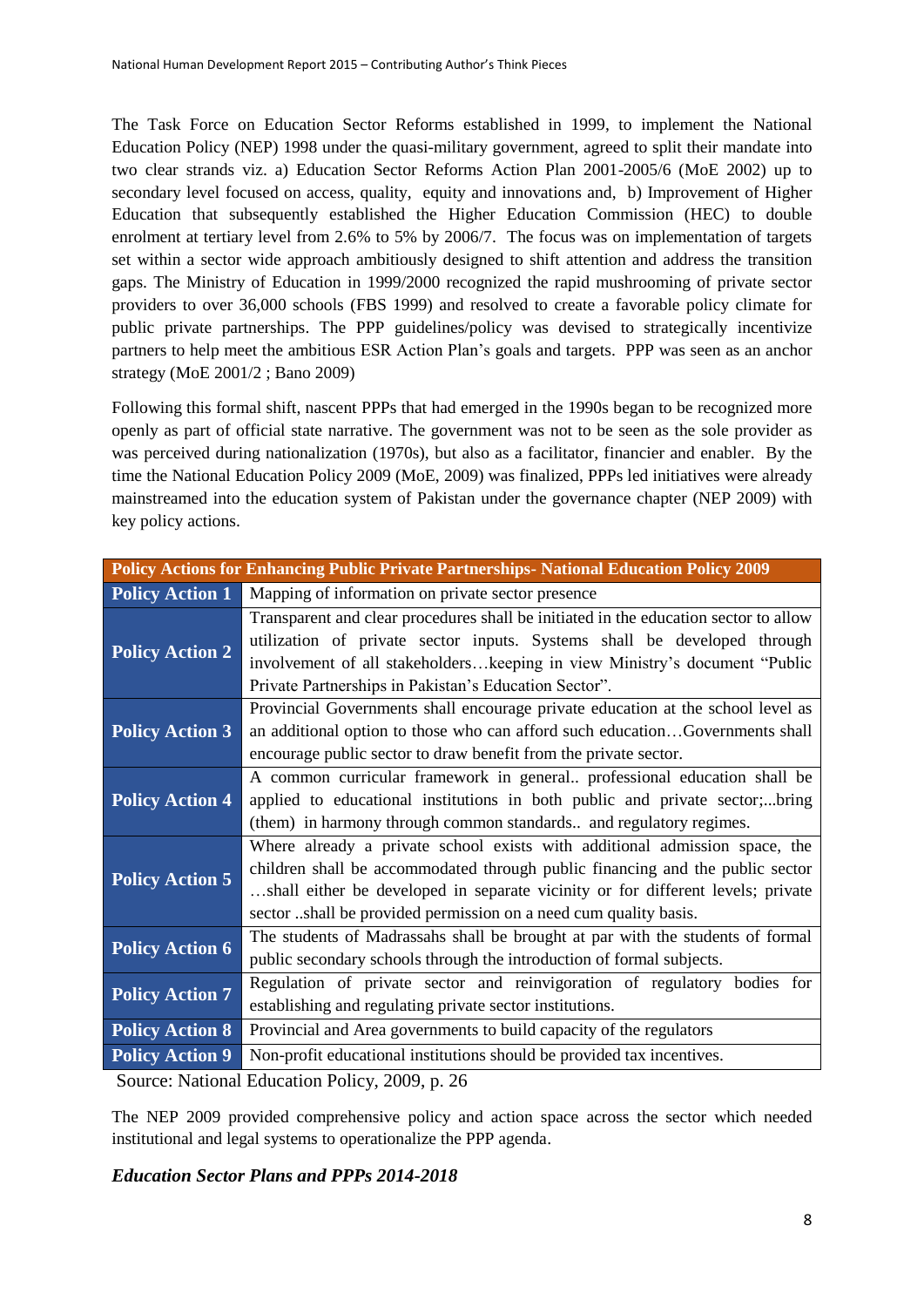The Task Force on Education Sector Reforms established in 1999, to implement the National Education Policy (NEP) 1998 under the quasi-military government, agreed to split their mandate into two clear strands viz. a) Education Sector Reforms Action Plan 2001-2005/6 (MoE 2002) up to secondary level focused on access, quality, equity and innovations and, b) Improvement of Higher Education that subsequently established the Higher Education Commission (HEC) to double enrolment at tertiary level from 2.6% to 5% by 2006/7. The focus was on implementation of targets set within a sector wide approach ambitiously designed to shift attention and address the transition gaps. The Ministry of Education in 1999/2000 recognized the rapid mushrooming of private sector providers to over 36,000 schools (FBS 1999) and resolved to create a favorable policy climate for public private partnerships. The PPP guidelines/policy was devised to strategically incentivize partners to help meet the ambitious ESR Action Plan's goals and targets. PPP was seen as an anchor strategy (MoE 2001/2 ; Bano 2009)

Following this formal shift, nascent PPPs that had emerged in the 1990s began to be recognized more openly as part of official state narrative. The government was not to be seen as the sole provider as was perceived during nationalization (1970s), but also as a facilitator, financier and enabler. By the time the National Education Policy 2009 (MoE, 2009) was finalized, PPPs led initiatives were already mainstreamed into the education system of Pakistan under the governance chapter (NEP 2009) with key policy actions.

| Policy Actions for Enhancing Public Private Partnerships- National Education Policy 2009 | |
|---|---|
| **Policy Action 1** | Mapping of information on private sector presence |
| **Policy Action 2** | Transparent and clear procedures shall be initiated in the education sector to allow utilization of private sector inputs. Systems shall be developed through involvement of all stakeholders…keeping in view Ministry's document "Public Private Partnerships in Pakistan's Education Sector". |
| **Policy Action 3** | Provincial Governments shall encourage private education at the school level as an additional option to those who can afford such education…Governments shall encourage public sector to draw benefit from the private sector. |
| **Policy Action 4** | A common curricular framework in general.. professional education shall be applied to educational institutions in both public and private sector;...bring (them) in harmony through common standards.. and regulatory regimes. |
| **Policy Action 5** | Where already a private school exists with additional admission space, the children shall be accommodated through public financing and the public sector …shall either be developed in separate vicinity or for different levels; private sector ..shall be provided permission on a need cum quality basis. |
| **Policy Action 6** | The students of Madrassahs shall be brought at par with the students of formal public secondary schools through the introduction of formal subjects. |
| **Policy Action 7** | Regulation of private sector and reinvigoration of regulatory bodies for establishing and regulating private sector institutions. |
| **Policy Action 8** | Provincial and Area governments to build capacity of the regulators |
| **Policy Action 9** | Non-profit educational institutions should be provided tax incentives. |

Source: National Education Policy, 2009, p. 26

The NEP 2009 provided comprehensive policy and action space across the sector which needed institutional and legal systems to operationalize the PPP agenda.

### *Education Sector Plans and PPPs 2014-2018*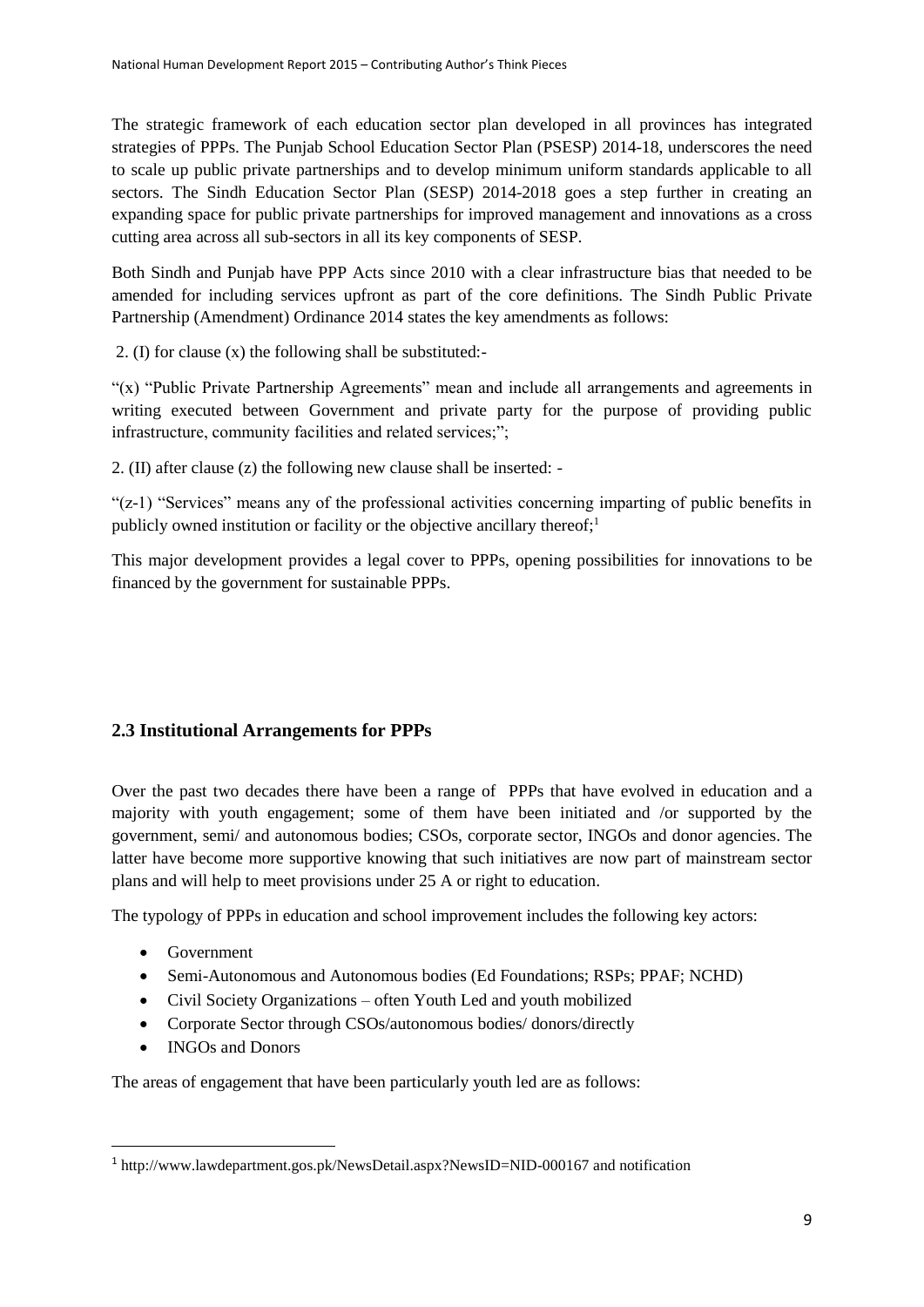The strategic framework of each education sector plan developed in all provinces has integrated strategies of PPPs. The Punjab School Education Sector Plan (PSESP) 2014-18, underscores the need to scale up public private partnerships and to develop minimum uniform standards applicable to all sectors. The Sindh Education Sector Plan (SESP) 2014-2018 goes a step further in creating an expanding space for public private partnerships for improved management and innovations as a cross cutting area across all sub-sectors in all its key components of SESP.

Both Sindh and Punjab have PPP Acts since 2010 with a clear infrastructure bias that needed to be amended for including services upfront as part of the core definitions. The Sindh Public Private Partnership (Amendment) Ordinance 2014 states the key amendments as follows:

2. (I) for clause (x) the following shall be substituted:-

"(x) "Public Private Partnership Agreements" mean and include all arrangements and agreements in writing executed between Government and private party for the purpose of providing public infrastructure, community facilities and related services;";

2. (II) after clause (z) the following new clause shall be inserted: -

"(z-1) "Services" means any of the professional activities concerning imparting of public benefits in publicly owned institution or facility or the objective ancillary thereof;[1]

This major development provides a legal cover to PPPs, opening possibilities for innovations to be financed by the government for sustainable PPPs.

## 2.3 Institutional Arrangements for PPPs

Over the past two decades there have been a range of PPPs that have evolved in education and a majority with youth engagement; some of them have been initiated and /or supported by the government, semi/ and autonomous bodies; CSOs, corporate sector, INGOs and donor agencies. The latter have become more supportive knowing that such initiatives are now part of mainstream sector plans and will help to meet provisions under 25 A or right to education.

The typology of PPPs in education and school improvement includes the following key actors:

- Government
- Semi-Autonomous and Autonomous bodies (Ed Foundations; RSPs; PPAF; NCHD)
- Civil Society Organizations – often Youth Led and youth mobilized
- Corporate Sector through CSOs/autonomous bodies/ donors/directly
- INGOs and Donors

The areas of engagement that have been particularly youth led are as follows:

[1] http://www.lawdepartment.gos.pk/NewsDetail.aspx?NewsID=NID-000167 and notification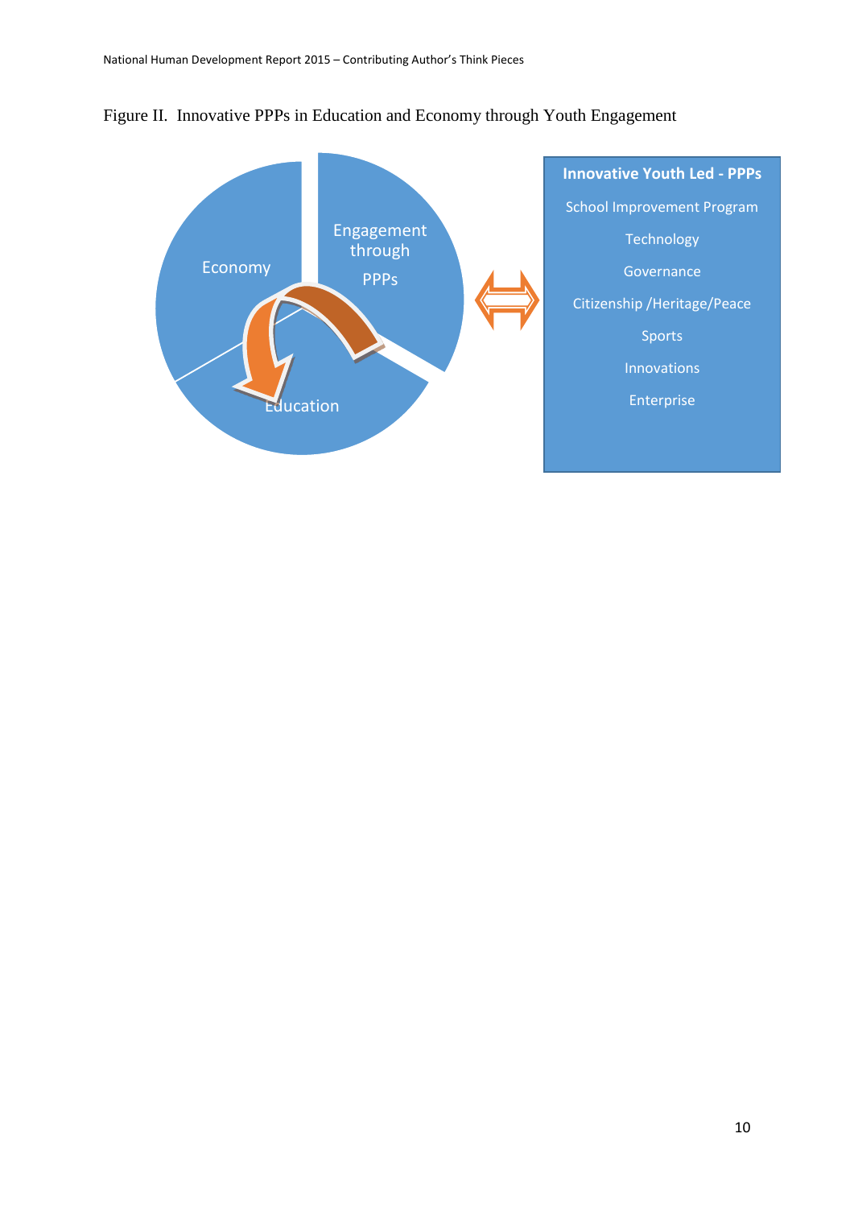Figure II. Innovative PPPs in Education and Economy through Youth Engagement

Economy

Engagement through PPPs

Education

**Innovative Youth Led - PPPs**

School Improvement Program

Technology

Governance

Citizenship /Heritage/Peace

Sports

Innovations

Enterprise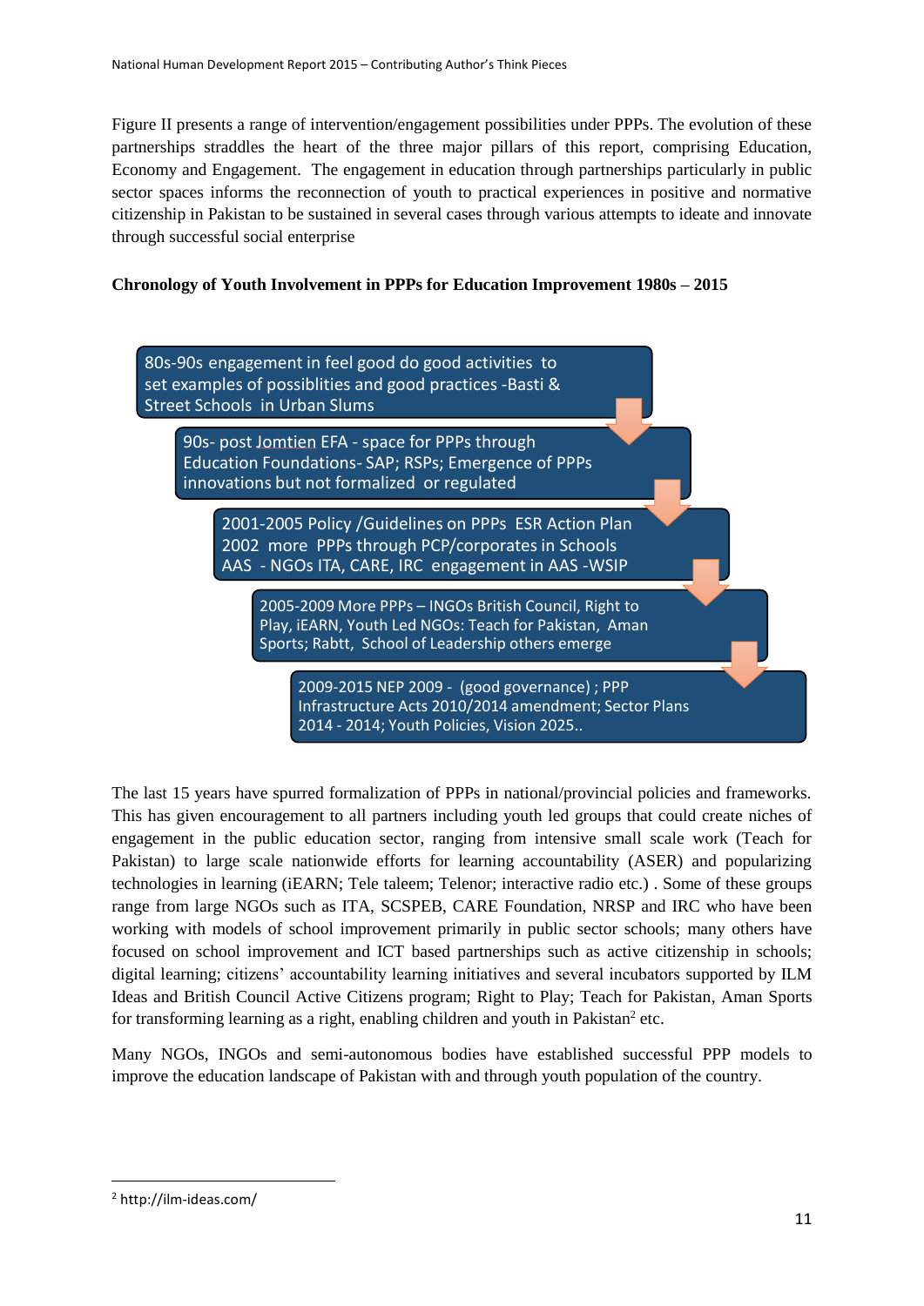Figure II presents a range of intervention/engagement possibilities under PPPs. The evolution of these partnerships straddles the heart of the three major pillars of this report, comprising Education, Economy and Engagement. The engagement in education through partnerships particularly in public sector spaces informs the reconnection of youth to practical experiences in positive and normative citizenship in Pakistan to be sustained in several cases through various attempts to ideate and innovate through successful social enterprise

**Chronology of Youth Involvement in PPPs for Education Improvement 1980s – 2015**

- 80s-90s engagement in feel good do good activities to set examples of possiblities and good practices -Basti & Street Schools in Urban Slums
- 90s- post Jomtien EFA - space for PPPs through Education Foundations- SAP; RSPs; Emergence of PPPs innovations but not formalized or regulated
- 2001-2005 Policy /Guidelines on PPPs ESR Action Plan 2002 more PPPs through PCP/corporates in Schools AAS - NGOs ITA, CARE, IRC engagement in AAS -WSIP
- 2005-2009 More PPPs – INGOs British Council, Right to Play, iEARN, Youth Led NGOs: Teach for Pakistan, Aman Sports; Rabtt, School of Leadership others emerge
- 2009-2015 NEP 2009 - (good governance) ; PPP Infrastructure Acts 2010/2014 amendment; Sector Plans 2014 - 2014; Youth Policies, Vision 2025..

The last 15 years have spurred formalization of PPPs in national/provincial policies and frameworks. This has given encouragement to all partners including youth led groups that could create niches of engagement in the public education sector, ranging from intensive small scale work (Teach for Pakistan) to large scale nationwide efforts for learning accountability (ASER) and popularizing technologies in learning (iEARN; Tele taleem; Telenor; interactive radio etc.) . Some of these groups range from large NGOs such as ITA, SCSPEB, CARE Foundation, NRSP and IRC who have been working with models of school improvement primarily in public sector schools; many others have focused on school improvement and ICT based partnerships such as active citizenship in schools; digital learning; citizens' accountability learning initiatives and several incubators supported by ILM Ideas and British Council Active Citizens program; Right to Play; Teach for Pakistan, Aman Sports for transforming learning as a right, enabling children and youth in Pakistan[2] etc.

Many NGOs, INGOs and semi-autonomous bodies have established successful PPP models to improve the education landscape of Pakistan with and through youth population of the country.

[2] http://ilm-ideas.com/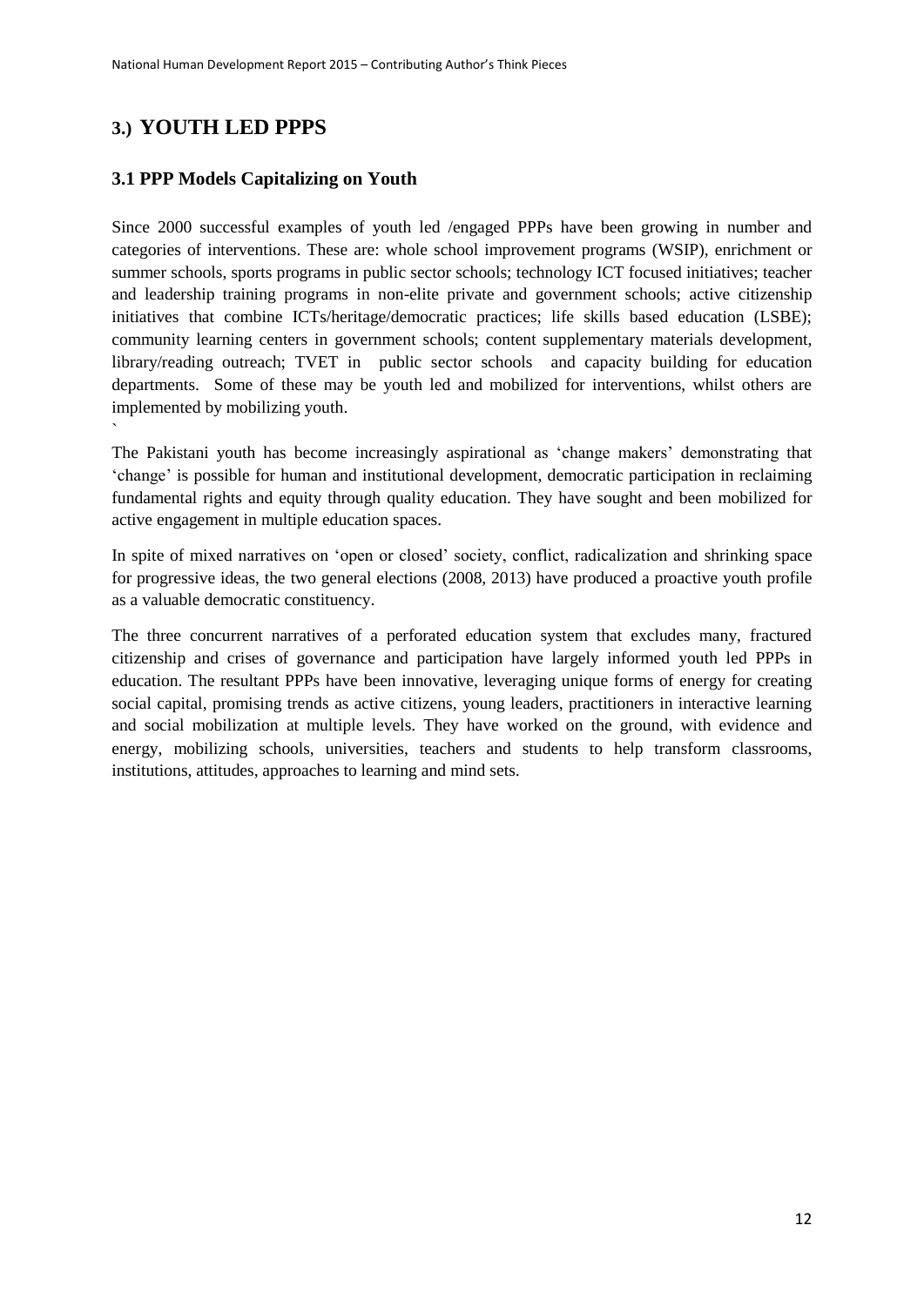## 3.) YOUTH LED PPPS

### 3.1 PPP Models Capitalizing on Youth

Since 2000 successful examples of youth led /engaged PPPs have been growing in number and categories of interventions. These are: whole school improvement programs (WSIP), enrichment or summer schools, sports programs in public sector schools; technology ICT focused initiatives; teacher and leadership training programs in non-elite private and government schools; active citizenship initiatives that combine ICTs/heritage/democratic practices; life skills based education (LSBE); community learning centers in government schools; content supplementary materials development, library/reading outreach; TVET in public sector schools and capacity building for education departments. Some of these may be youth led and mobilized for interventions, whilst others are implemented by mobilizing youth.

`

The Pakistani youth has become increasingly aspirational as 'change makers' demonstrating that 'change' is possible for human and institutional development, democratic participation in reclaiming fundamental rights and equity through quality education. They have sought and been mobilized for active engagement in multiple education spaces.

In spite of mixed narratives on 'open or closed' society, conflict, radicalization and shrinking space for progressive ideas, the two general elections (2008, 2013) have produced a proactive youth profile as a valuable democratic constituency.

The three concurrent narratives of a perforated education system that excludes many, fractured citizenship and crises of governance and participation have largely informed youth led PPPs in education. The resultant PPPs have been innovative, leveraging unique forms of energy for creating social capital, promising trends as active citizens, young leaders, practitioners in interactive learning and social mobilization at multiple levels. They have worked on the ground, with evidence and energy, mobilizing schools, universities, teachers and students to help transform classrooms, institutions, attitudes, approaches to learning and mind sets.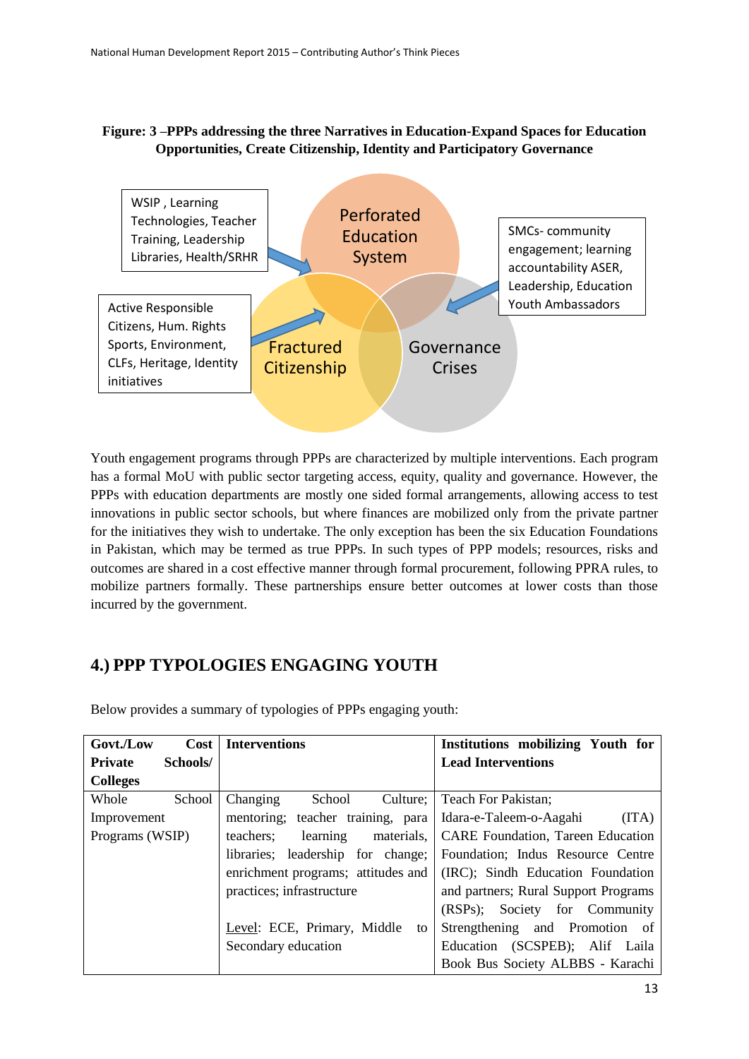**Figure: 3 –PPPs addressing the three Narratives in Education-Expand Spaces for Education Opportunities, Create Citizenship, Identity and Participatory Governance**

WSIP , Learning Technologies, Teacher Training, Leadership Libraries, Health/SRHR

Perforated Education System

SMCs- community engagement; learning accountability ASER, Leadership, Education Youth Ambassadors

Active Responsible Citizens, Hum. Rights Sports, Environment, CLFs, Heritage, Identity initiatives

Fractured Citizenship

Governance Crises

Youth engagement programs through PPPs are characterized by multiple interventions. Each program has a formal MoU with public sector targeting access, equity, quality and governance. However, the PPPs with education departments are mostly one sided formal arrangements, allowing access to test innovations in public sector schools, but where finances are mobilized only from the private partner for the initiatives they wish to undertake. The only exception has been the six Education Foundations in Pakistan, which may be termed as true PPPs. In such types of PPP models; resources, risks and outcomes are shared in a cost effective manner through formal procurement, following PPRA rules, to mobilize partners formally. These partnerships ensure better outcomes at lower costs than those incurred by the government.

## 4.) PPP TYPOLOGIES ENGAGING YOUTH

Below provides a summary of typologies of PPPs engaging youth:

| Govt./Low Cost Private Schools/ Colleges | Interventions | Institutions mobilizing Youth for Lead Interventions |
|---|---|---|
| Whole School Improvement Programs (WSIP) | Changing School Culture; mentoring; teacher training, para teachers; learning materials, libraries; leadership for change; enrichment programs; attitudes and practices; infrastructure<br><br><u>Level</u>: ECE, Primary, Middle to Secondary education | Teach For Pakistan; Idara-e-Taleem-o-Aagahi (ITA) CARE Foundation, Tareen Education Foundation; Indus Resource Centre (IRC); Sindh Education Foundation and partners; Rural Support Programs (RSPs); Society for Community Strengthening and Promotion of Education (SCSPEB); Alif Laila Book Bus Society ALBBS - Karachi |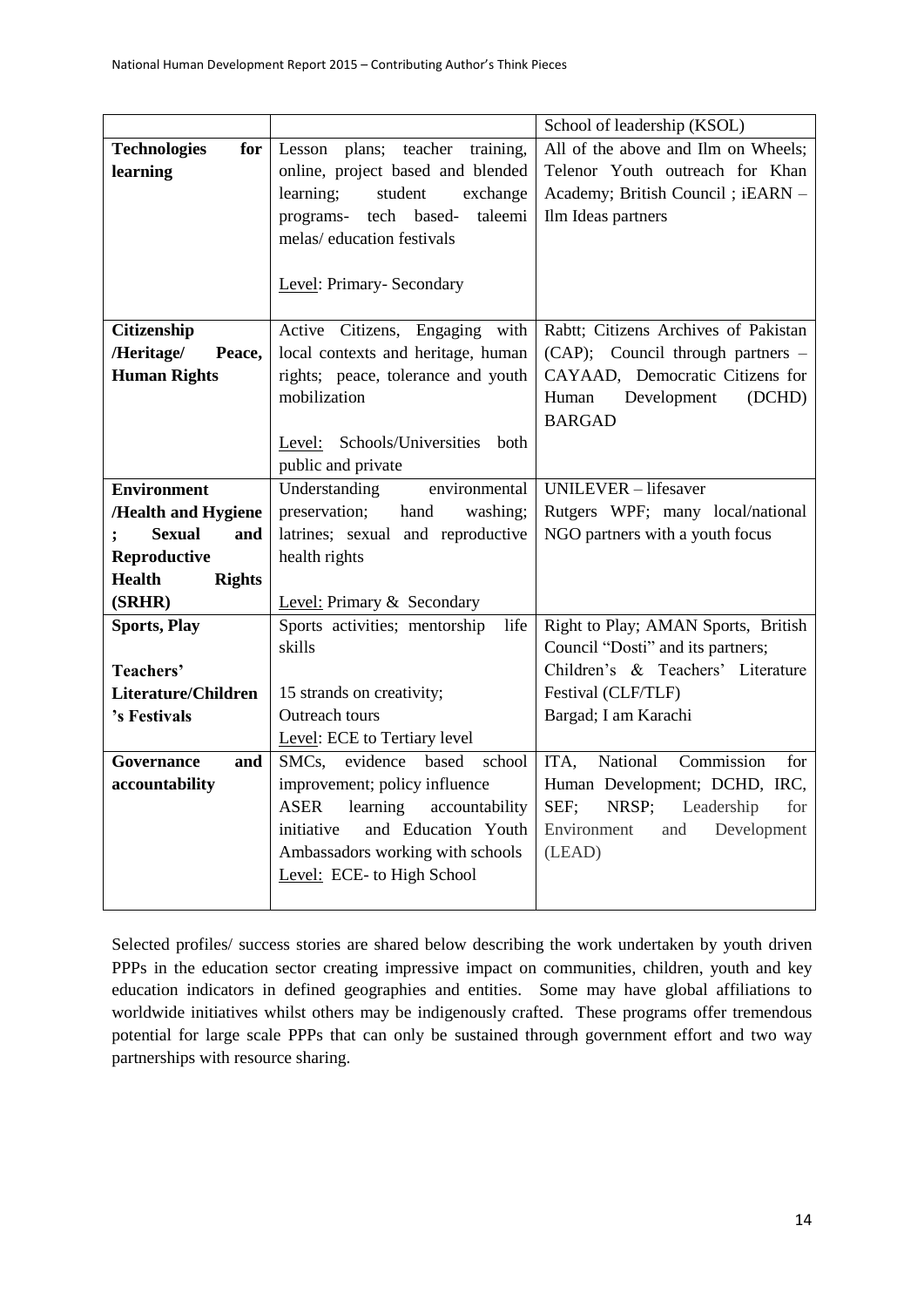| | | School of leadership (KSOL) |
|---|---|---|
| **Technologies for learning** | Lesson plans; teacher training, online, project based and blended learning; student exchange programs- tech based- taleemi melas/ education festivals<br><br>Level: Primary- Secondary | All of the above and Ilm on Wheels; Telenor Youth outreach for Khan Academy; British Council ; iEARN – Ilm Ideas partners |
| **Citizenship /Heritage/ Peace, Human Rights** | Active Citizens, Engaging with local contexts and heritage, human rights; peace, tolerance and youth mobilization<br><br>Level: Schools/Universities both public and private | Rabtt; Citizens Archives of Pakistan (CAP); Council through partners – CAYAAD, Democratic Citizens for Human Development (DCHD) BARGAD |
| **Environment /Health and Hygiene ; Sexual and Reproductive Health Rights (SRHR)** | Understanding environmental preservation; hand washing; latrines; sexual and reproductive health rights<br><br>Level: Primary & Secondary | UNILEVER – lifesaver<br>Rutgers WPF; many local/national NGO partners with a youth focus |
| **Sports, Play**<br><br>**Teachers' Literature/Children's Festivals** | Sports activities; mentorship life skills<br><br>15 strands on creativity;<br>Outreach tours<br>Level: ECE to Tertiary level | Right to Play; AMAN Sports, British Council "Dosti" and its partners;<br>Children's & Teachers' Literature Festival (CLF/TLF)<br>Bargad; I am Karachi |
| **Governance and accountability** | SMCs, evidence based school improvement; policy influence<br>ASER learning accountability initiative and Education Youth Ambassadors working with schools<br>Level: ECE- to High School | ITA, National Commission for Human Development; DCHD, IRC, SEF; NRSP; Leadership for Environment and Development (LEAD) |

Selected profiles/ success stories are shared below describing the work undertaken by youth driven PPPs in the education sector creating impressive impact on communities, children, youth and key education indicators in defined geographies and entities. Some may have global affiliations to worldwide initiatives whilst others may be indigenously crafted. These programs offer tremendous potential for large scale PPPs that can only be sustained through government effort and two way partnerships with resource sharing.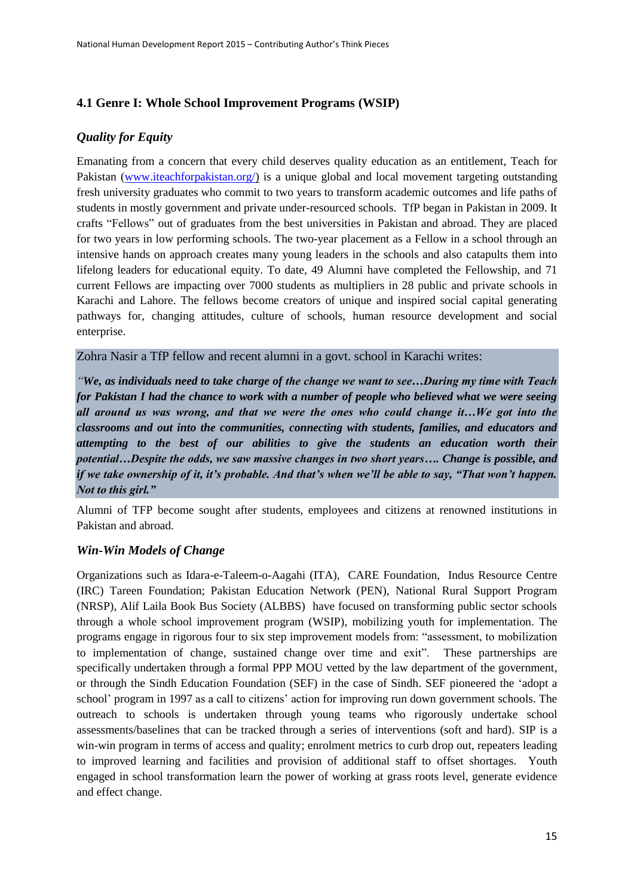### 4.1 Genre I: Whole School Improvement Programs (WSIP)

#### *Quality for Equity*

Emanating from a concern that every child deserves quality education as an entitlement, Teach for Pakistan (www.iteachforpakistan.org/) is a unique global and local movement targeting outstanding fresh university graduates who commit to two years to transform academic outcomes and life paths of students in mostly government and private under-resourced schools. TfP began in Pakistan in 2009. It crafts "Fellows" out of graduates from the best universities in Pakistan and abroad. They are placed for two years in low performing schools. The two-year placement as a Fellow in a school through an intensive hands on approach creates many young leaders in the schools and also catapults them into lifelong leaders for educational equity. To date, 49 Alumni have completed the Fellowship, and 71 current Fellows are impacting over 7000 students as multipliers in 28 public and private schools in Karachi and Lahore. The fellows become creators of unique and inspired social capital generating pathways for, changing attitudes, culture of schools, human resource development and social enterprise.

Zohra Nasir a TfP fellow and recent alumni in a govt. school in Karachi writes:

*"**We, as individuals need to take charge of the change we want to see…During my time with Teach for Pakistan I had the chance to work with a number of people who believed what we were seeing all around us was wrong, and that we were the ones who could change it…We got into the classrooms and out into the communities, connecting with students, families, and educators and attempting to the best of our abilities to give the students an education worth their potential…Despite the odds, we saw massive changes in two short years…. Change is possible, and if we take ownership of it, it's probable. And that's when we'll be able to say, "That won't happen. Not to this girl."***

Alumni of TFP become sought after students, employees and citizens at renowned institutions in Pakistan and abroad.

#### *Win-Win Models of Change*

Organizations such as Idara-e-Taleem-o-Aagahi (ITA), CARE Foundation, Indus Resource Centre (IRC) Tareen Foundation; Pakistan Education Network (PEN), National Rural Support Program (NRSP), Alif Laila Book Bus Society (ALBBS) have focused on transforming public sector schools through a whole school improvement program (WSIP), mobilizing youth for implementation. The programs engage in rigorous four to six step improvement models from: "assessment, to mobilization to implementation of change, sustained change over time and exit". These partnerships are specifically undertaken through a formal PPP MOU vetted by the law department of the government, or through the Sindh Education Foundation (SEF) in the case of Sindh. SEF pioneered the 'adopt a school' program in 1997 as a call to citizens' action for improving run down government schools. The outreach to schools is undertaken through young teams who rigorously undertake school assessments/baselines that can be tracked through a series of interventions (soft and hard). SIP is a win-win program in terms of access and quality; enrolment metrics to curb drop out, repeaters leading to improved learning and facilities and provision of additional staff to offset shortages. Youth engaged in school transformation learn the power of working at grass roots level, generate evidence and effect change.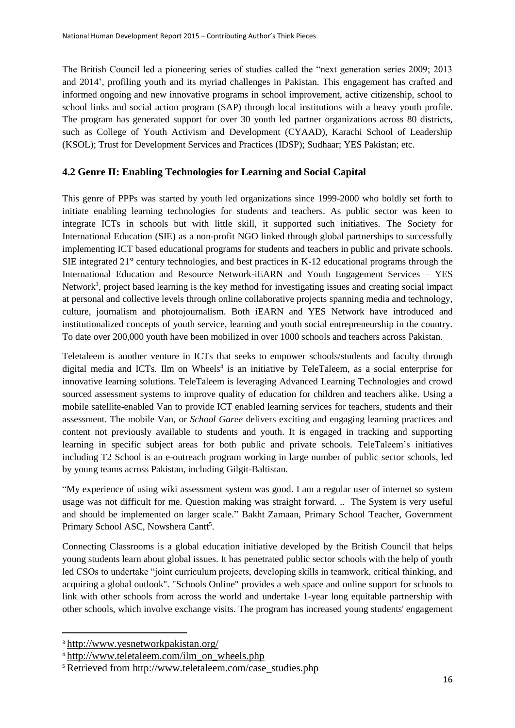The British Council led a pioneering series of studies called the "next generation series 2009; 2013 and 2014', profiling youth and its myriad challenges in Pakistan. This engagement has crafted and informed ongoing and new innovative programs in school improvement, active citizenship, school to school links and social action program (SAP) through local institutions with a heavy youth profile. The program has generated support for over 30 youth led partner organizations across 80 districts, such as College of Youth Activism and Development (CYAAD), Karachi School of Leadership (KSOL); Trust for Development Services and Practices (IDSP); Sudhaar; YES Pakistan; etc.

### 4.2 Genre II: Enabling Technologies for Learning and Social Capital

This genre of PPPs was started by youth led organizations since 1999-2000 who boldly set forth to initiate enabling learning technologies for students and teachers. As public sector was keen to integrate ICTs in schools but with little skill, it supported such initiatives. The Society for International Education (SIE) as a non-profit NGO linked through global partnerships to successfully implementing ICT based educational programs for students and teachers in public and private schools. SIE integrated 21st century technologies, and best practices in K-12 educational programs through the International Education and Resource Network-iEARN and Youth Engagement Services – YES Network[3], project based learning is the key method for investigating issues and creating social impact at personal and collective levels through online collaborative projects spanning media and technology, culture, journalism and photojournalism. Both iEARN and YES Network have introduced and institutionalized concepts of youth service, learning and youth social entrepreneurship in the country. To date over 200,000 youth have been mobilized in over 1000 schools and teachers across Pakistan.

Teletaleem is another venture in ICTs that seeks to empower schools/students and faculty through digital media and ICTs. Ilm on Wheels[4] is an initiative by TeleTaleem, as a social enterprise for innovative learning solutions. TeleTaleem is leveraging Advanced Learning Technologies and crowd sourced assessment systems to improve quality of education for children and teachers alike. Using a mobile satellite-enabled Van to provide ICT enabled learning services for teachers, students and their assessment. The mobile Van, or *School Garee* delivers exciting and engaging learning practices and content not previously available to students and youth. It is engaged in tracking and supporting learning in specific subject areas for both public and private schools. TeleTaleem's initiatives including T2 School is an e-outreach program working in large number of public sector schools, led by young teams across Pakistan, including Gilgit-Baltistan.

"My experience of using wiki assessment system was good. I am a regular user of internet so system usage was not difficult for me. Question making was straight forward. .. The System is very useful and should be implemented on larger scale." Bakht Zamaan, Primary School Teacher, Government Primary School ASC, Nowshera Cantt[5].

Connecting Classrooms is a global education initiative developed by the British Council that helps young students learn about global issues. It has penetrated public sector schools with the help of youth led CSOs to undertake "joint curriculum projects, developing skills in teamwork, critical thinking, and acquiring a global outlook". "Schools Online" provides a web space and online support for schools to link with other schools from across the world and undertake 1-year long equitable partnership with other schools, which involve exchange visits. The program has increased young students' engagement

---

[3] http://www.yesnetworkpakistan.org/

[4] http://www.teletaleem.com/ilm_on_wheels.php

[5] Retrieved from http://www.teletaleem.com/case_studies.php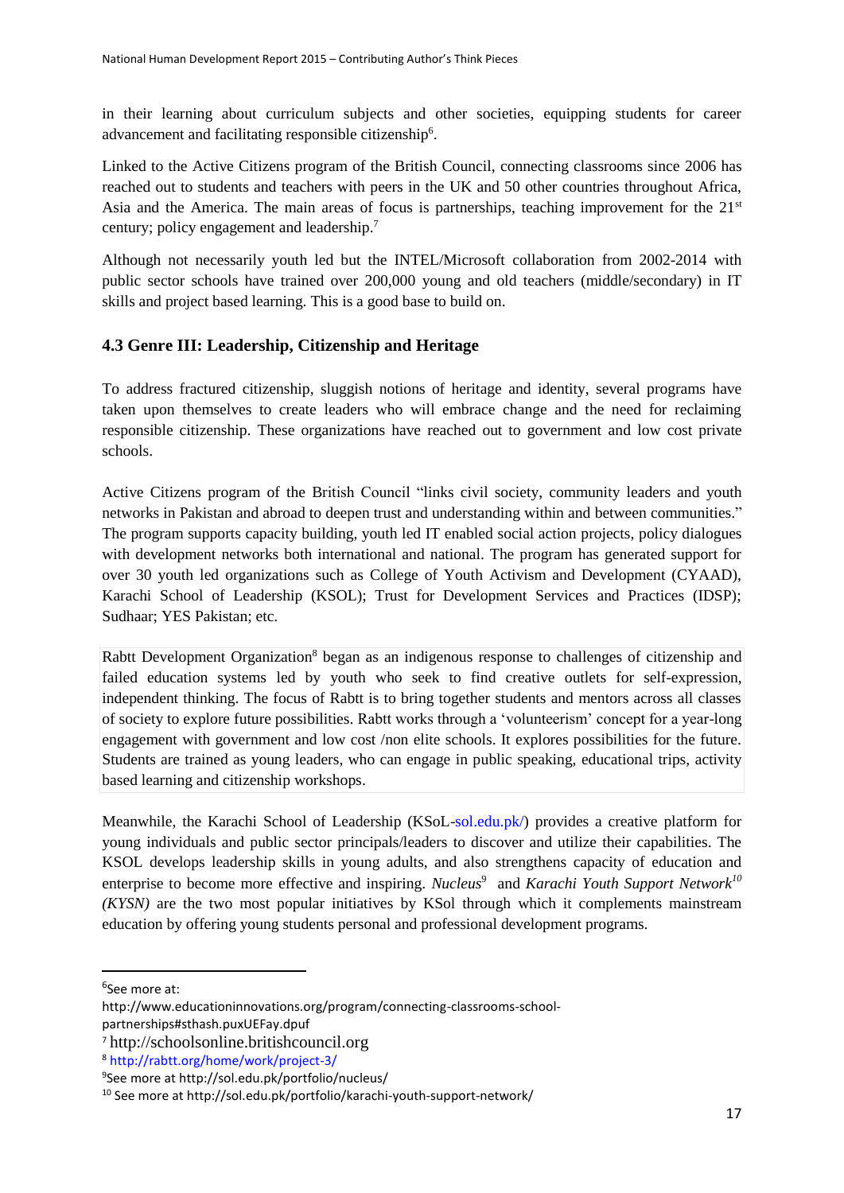in their learning about curriculum subjects and other societies, equipping students for career advancement and facilitating responsible citizenship[6].

Linked to the Active Citizens program of the British Council, connecting classrooms since 2006 has reached out to students and teachers with peers in the UK and 50 other countries throughout Africa, Asia and the America. The main areas of focus is partnerships, teaching improvement for the 21st century; policy engagement and leadership.[7]

Although not necessarily youth led but the INTEL/Microsoft collaboration from 2002-2014 with public sector schools have trained over 200,000 young and old teachers (middle/secondary) in IT skills and project based learning. This is a good base to build on.

### 4.3 Genre III: Leadership, Citizenship and Heritage

To address fractured citizenship, sluggish notions of heritage and identity, several programs have taken upon themselves to create leaders who will embrace change and the need for reclaiming responsible citizenship. These organizations have reached out to government and low cost private schools.

Active Citizens program of the British Council "links civil society, community leaders and youth networks in Pakistan and abroad to deepen trust and understanding within and between communities." The program supports capacity building, youth led IT enabled social action projects, policy dialogues with development networks both international and national. The program has generated support for over 30 youth led organizations such as College of Youth Activism and Development (CYAAD), Karachi School of Leadership (KSOL); Trust for Development Services and Practices (IDSP); Sudhaar; YES Pakistan; etc.

Rabtt Development Organization[8] began as an indigenous response to challenges of citizenship and failed education systems led by youth who seek to find creative outlets for self-expression, independent thinking. The focus of Rabtt is to bring together students and mentors across all classes of society to explore future possibilities. Rabtt works through a 'volunteerism' concept for a year-long engagement with government and low cost /non elite schools. It explores possibilities for the future. Students are trained as young leaders, who can engage in public speaking, educational trips, activity based learning and citizenship workshops.

Meanwhile, the Karachi School of Leadership (KSoL-sol.edu.pk/) provides a creative platform for young individuals and public sector principals/leaders to discover and utilize their capabilities. The KSOL develops leadership skills in young adults, and also strengthens capacity of education and enterprise to become more effective and inspiring. *Nucleus*[9] and *Karachi Youth Support Network*[10] *(KYSN)* are the two most popular initiatives by KSol through which it complements mainstream education by offering young students personal and professional development programs.

---

[6] See more at: http://www.educationinnovations.org/program/connecting-classrooms-school-partnerships#sthash.puxUEFay.dpuf

[7] http://schoolsonline.britishcouncil.org

[8] http://rabtt.org/home/work/project-3/

[9] See more at http://sol.edu.pk/portfolio/nucleus/

[10] See more at http://sol.edu.pk/portfolio/karachi-youth-support-network/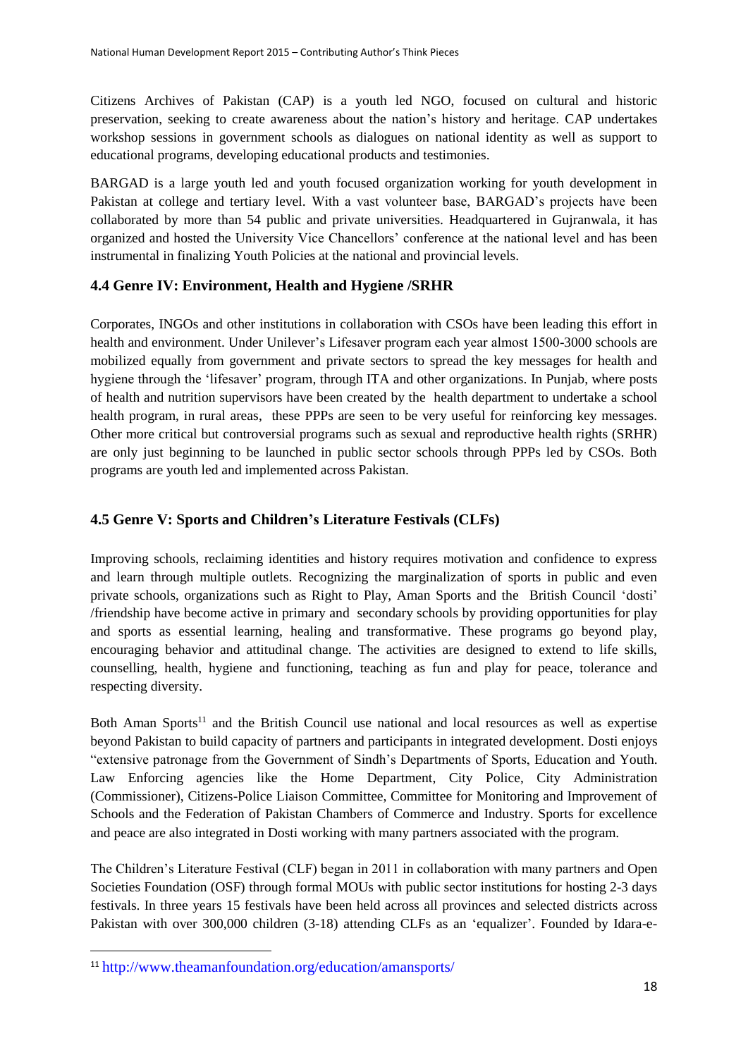Citizens Archives of Pakistan (CAP) is a youth led NGO, focused on cultural and historic preservation, seeking to create awareness about the nation's history and heritage. CAP undertakes workshop sessions in government schools as dialogues on national identity as well as support to educational programs, developing educational products and testimonies.

BARGAD is a large youth led and youth focused organization working for youth development in Pakistan at college and tertiary level. With a vast volunteer base, BARGAD's projects have been collaborated by more than 54 public and private universities. Headquartered in Gujranwala, it has organized and hosted the University Vice Chancellors' conference at the national level and has been instrumental in finalizing Youth Policies at the national and provincial levels.

### 4.4 Genre IV: Environment, Health and Hygiene /SRHR

Corporates, INGOs and other institutions in collaboration with CSOs have been leading this effort in health and environment. Under Unilever's Lifesaver program each year almost 1500-3000 schools are mobilized equally from government and private sectors to spread the key messages for health and hygiene through the 'lifesaver' program, through ITA and other organizations. In Punjab, where posts of health and nutrition supervisors have been created by the health department to undertake a school health program, in rural areas, these PPPs are seen to be very useful for reinforcing key messages. Other more critical but controversial programs such as sexual and reproductive health rights (SRHR) are only just beginning to be launched in public sector schools through PPPs led by CSOs. Both programs are youth led and implemented across Pakistan.

### 4.5 Genre V: Sports and Children's Literature Festivals (CLFs)

Improving schools, reclaiming identities and history requires motivation and confidence to express and learn through multiple outlets. Recognizing the marginalization of sports in public and even private schools, organizations such as Right to Play, Aman Sports and the British Council 'dosti' /friendship have become active in primary and secondary schools by providing opportunities for play and sports as essential learning, healing and transformative. These programs go beyond play, encouraging behavior and attitudinal change. The activities are designed to extend to life skills, counselling, health, hygiene and functioning, teaching as fun and play for peace, tolerance and respecting diversity.

Both Aman Sports[11] and the British Council use national and local resources as well as expertise beyond Pakistan to build capacity of partners and participants in integrated development. Dosti enjoys "extensive patronage from the Government of Sindh's Departments of Sports, Education and Youth. Law Enforcing agencies like the Home Department, City Police, City Administration (Commissioner), Citizens-Police Liaison Committee, Committee for Monitoring and Improvement of Schools and the Federation of Pakistan Chambers of Commerce and Industry. Sports for excellence and peace are also integrated in Dosti working with many partners associated with the program.

The Children's Literature Festival (CLF) began in 2011 in collaboration with many partners and Open Societies Foundation (OSF) through formal MOUs with public sector institutions for hosting 2-3 days festivals. In three years 15 festivals have been held across all provinces and selected districts across Pakistan with over 300,000 children (3-18) attending CLFs as an 'equalizer'. Founded by Idara-e-

---

[11] http://www.theamanfoundation.org/education/amansports/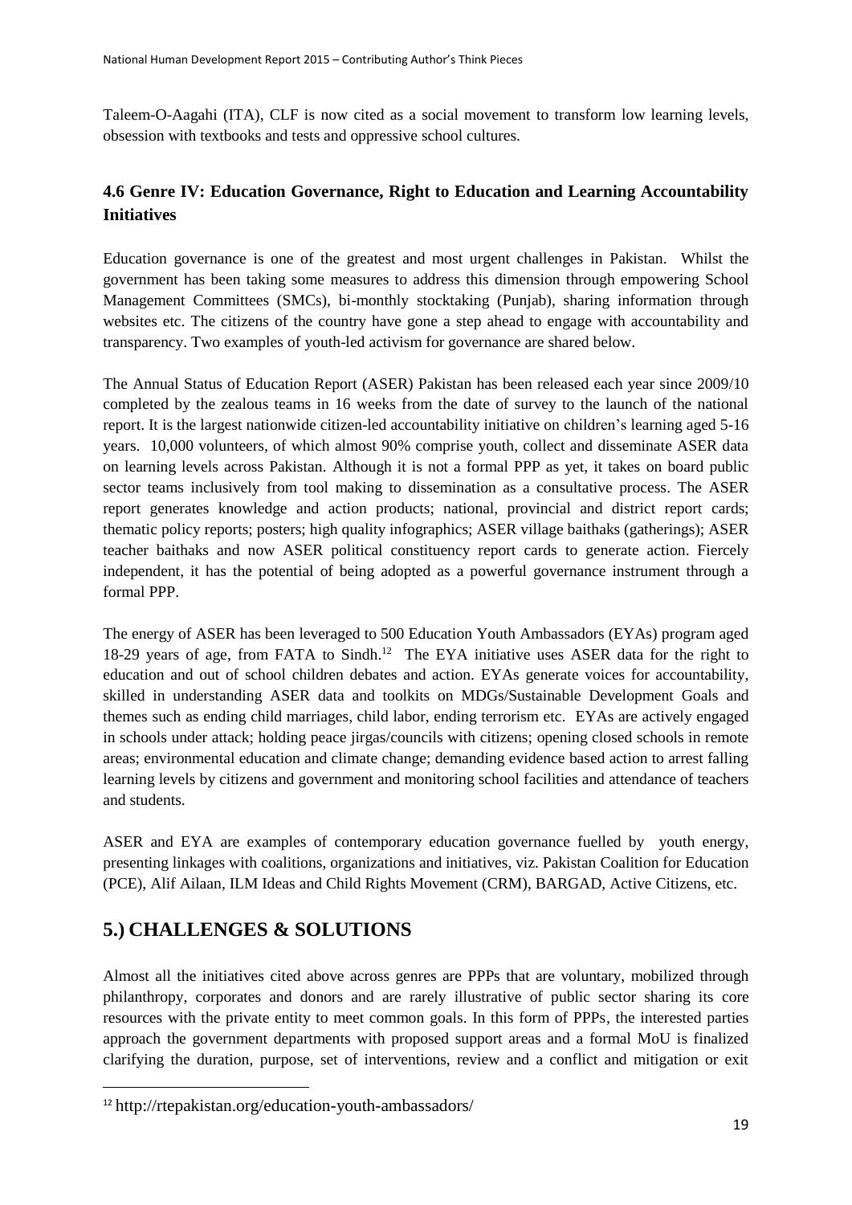Taleem-O-Aagahi (ITA), CLF is now cited as a social movement to transform low learning levels, obsession with textbooks and tests and oppressive school cultures.

### 4.6 Genre IV: Education Governance, Right to Education and Learning Accountability Initiatives

Education governance is one of the greatest and most urgent challenges in Pakistan. Whilst the government has been taking some measures to address this dimension through empowering School Management Committees (SMCs), bi-monthly stocktaking (Punjab), sharing information through websites etc. The citizens of the country have gone a step ahead to engage with accountability and transparency. Two examples of youth-led activism for governance are shared below.

The Annual Status of Education Report (ASER) Pakistan has been released each year since 2009/10 completed by the zealous teams in 16 weeks from the date of survey to the launch of the national report. It is the largest nationwide citizen-led accountability initiative on children's learning aged 5-16 years. 10,000 volunteers, of which almost 90% comprise youth, collect and disseminate ASER data on learning levels across Pakistan. Although it is not a formal PPP as yet, it takes on board public sector teams inclusively from tool making to dissemination as a consultative process. The ASER report generates knowledge and action products; national, provincial and district report cards; thematic policy reports; posters; high quality infographics; ASER village baithaks (gatherings); ASER teacher baithaks and now ASER political constituency report cards to generate action. Fiercely independent, it has the potential of being adopted as a powerful governance instrument through a formal PPP.

The energy of ASER has been leveraged to 500 Education Youth Ambassadors (EYAs) program aged 18-29 years of age, from FATA to Sindh.[12] The EYA initiative uses ASER data for the right to education and out of school children debates and action. EYAs generate voices for accountability, skilled in understanding ASER data and toolkits on MDGs/Sustainable Development Goals and themes such as ending child marriages, child labor, ending terrorism etc. EYAs are actively engaged in schools under attack; holding peace jirgas/councils with citizens; opening closed schools in remote areas; environmental education and climate change; demanding evidence based action to arrest falling learning levels by citizens and government and monitoring school facilities and attendance of teachers and students.

ASER and EYA are examples of contemporary education governance fuelled by youth energy, presenting linkages with coalitions, organizations and initiatives, viz. Pakistan Coalition for Education (PCE), Alif Ailaan, ILM Ideas and Child Rights Movement (CRM), BARGAD, Active Citizens, etc.

## 5.) CHALLENGES & SOLUTIONS

Almost all the initiatives cited above across genres are PPPs that are voluntary, mobilized through philanthropy, corporates and donors and are rarely illustrative of public sector sharing its core resources with the private entity to meet common goals. In this form of PPPs, the interested parties approach the government departments with proposed support areas and a formal MoU is finalized clarifying the duration, purpose, set of interventions, review and a conflict and mitigation or exit

[12] http://rtepakistan.org/education-youth-ambassadors/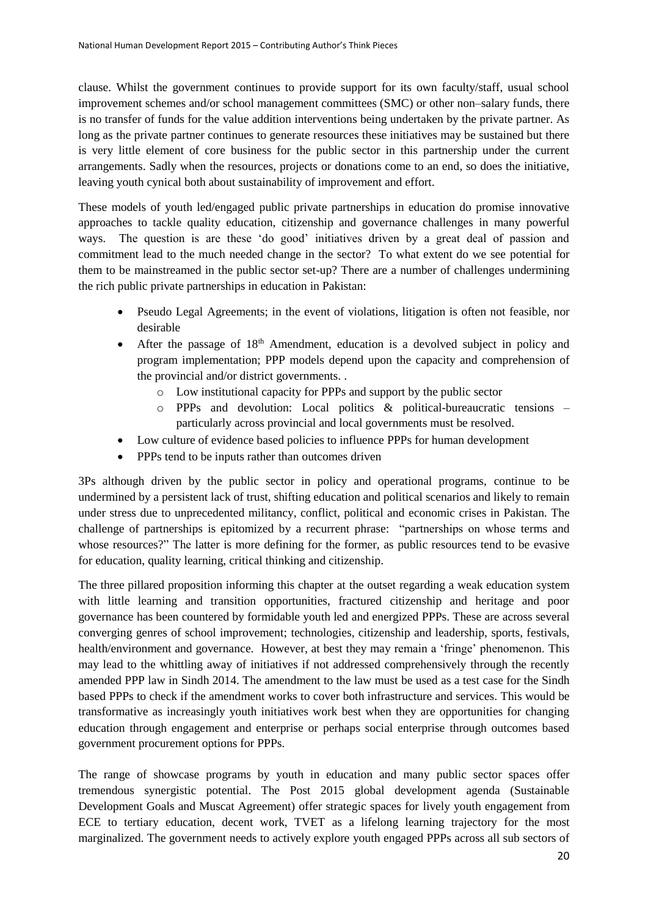clause. Whilst the government continues to provide support for its own faculty/staff, usual school improvement schemes and/or school management committees (SMC) or other non–salary funds, there is no transfer of funds for the value addition interventions being undertaken by the private partner. As long as the private partner continues to generate resources these initiatives may be sustained but there is very little element of core business for the public sector in this partnership under the current arrangements. Sadly when the resources, projects or donations come to an end, so does the initiative, leaving youth cynical both about sustainability of improvement and effort.

These models of youth led/engaged public private partnerships in education do promise innovative approaches to tackle quality education, citizenship and governance challenges in many powerful ways. The question is are these 'do good' initiatives driven by a great deal of passion and commitment lead to the much needed change in the sector? To what extent do we see potential for them to be mainstreamed in the public sector set-up? There are a number of challenges undermining the rich public private partnerships in education in Pakistan:

- Pseudo Legal Agreements; in the event of violations, litigation is often not feasible, nor desirable
- After the passage of 18th Amendment, education is a devolved subject in policy and program implementation; PPP models depend upon the capacity and comprehension of the provincial and/or district governments. .
    - Low institutional capacity for PPPs and support by the public sector
    - PPPs and devolution: Local politics & political-bureaucratic tensions – particularly across provincial and local governments must be resolved.
- Low culture of evidence based policies to influence PPPs for human development
- PPPs tend to be inputs rather than outcomes driven

3Ps although driven by the public sector in policy and operational programs, continue to be undermined by a persistent lack of trust, shifting education and political scenarios and likely to remain under stress due to unprecedented militancy, conflict, political and economic crises in Pakistan. The challenge of partnerships is epitomized by a recurrent phrase: "partnerships on whose terms and whose resources?" The latter is more defining for the former, as public resources tend to be evasive for education, quality learning, critical thinking and citizenship.

The three pillared proposition informing this chapter at the outset regarding a weak education system with little learning and transition opportunities, fractured citizenship and heritage and poor governance has been countered by formidable youth led and energized PPPs. These are across several converging genres of school improvement; technologies, citizenship and leadership, sports, festivals, health/environment and governance. However, at best they may remain a 'fringe' phenomenon. This may lead to the whittling away of initiatives if not addressed comprehensively through the recently amended PPP law in Sindh 2014. The amendment to the law must be used as a test case for the Sindh based PPPs to check if the amendment works to cover both infrastructure and services. This would be transformative as increasingly youth initiatives work best when they are opportunities for changing education through engagement and enterprise or perhaps social enterprise through outcomes based government procurement options for PPPs.

The range of showcase programs by youth in education and many public sector spaces offer tremendous synergistic potential. The Post 2015 global development agenda (Sustainable Development Goals and Muscat Agreement) offer strategic spaces for lively youth engagement from ECE to tertiary education, decent work, TVET as a lifelong learning trajectory for the most marginalized. The government needs to actively explore youth engaged PPPs across all sub sectors of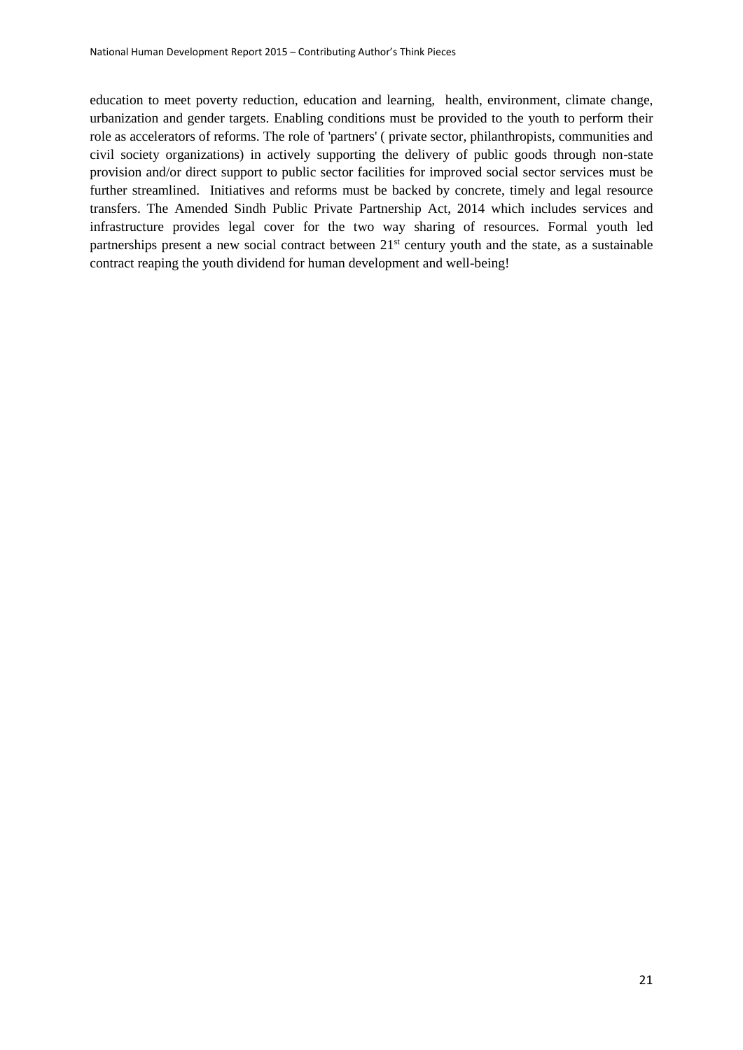education to meet poverty reduction, education and learning, health, environment, climate change, urbanization and gender targets. Enabling conditions must be provided to the youth to perform their role as accelerators of reforms. The role of 'partners' ( private sector, philanthropists, communities and civil society organizations) in actively supporting the delivery of public goods through non-state provision and/or direct support to public sector facilities for improved social sector services must be further streamlined. Initiatives and reforms must be backed by concrete, timely and legal resource transfers. The Amended Sindh Public Private Partnership Act, 2014 which includes services and infrastructure provides legal cover for the two way sharing of resources. Formal youth led partnerships present a new social contract between 21st century youth and the state, as a sustainable contract reaping the youth dividend for human development and well-being!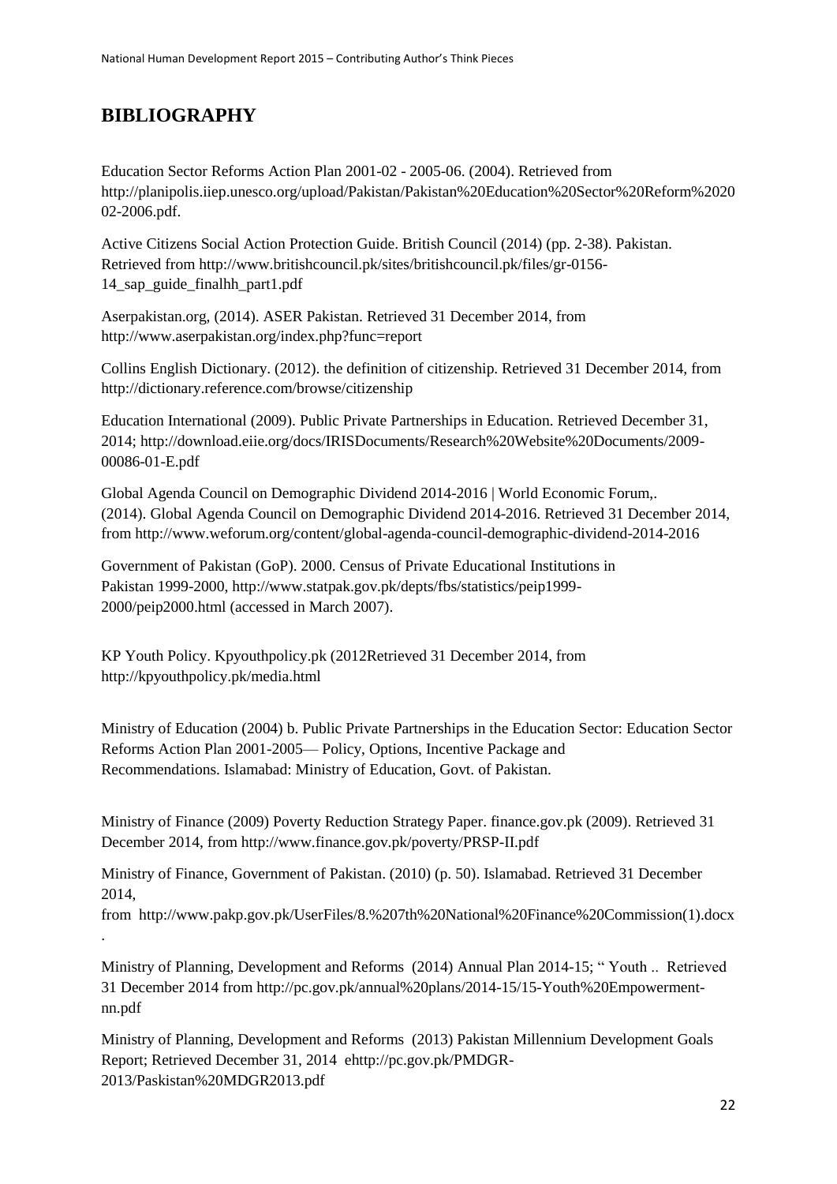## BIBLIOGRAPHY

Education Sector Reforms Action Plan 2001-02 - 2005-06. (2004). Retrieved from http://planipolis.iiep.unesco.org/upload/Pakistan/Pakistan%20Education%20Sector%20Reform%202002-2006.pdf.

Active Citizens Social Action Protection Guide. British Council (2014) (pp. 2-38). Pakistan. Retrieved from http://www.britishcouncil.pk/sites/britishcouncil.pk/files/gr-0156-14_sap_guide_finalhh_part1.pdf

Aserpakistan.org, (2014). ASER Pakistan. Retrieved 31 December 2014, from http://www.aserpakistan.org/index.php?func=report

Collins English Dictionary. (2012). the definition of citizenship. Retrieved 31 December 2014, from http://dictionary.reference.com/browse/citizenship

Education International (2009). Public Private Partnerships in Education. Retrieved December 31, 2014; http://download.eiie.org/docs/IRISDocuments/Research%20Website%20Documents/2009-00086-01-E.pdf

Global Agenda Council on Demographic Dividend 2014-2016 | World Economic Forum,. (2014). Global Agenda Council on Demographic Dividend 2014-2016. Retrieved 31 December 2014, from http://www.weforum.org/content/global-agenda-council-demographic-dividend-2014-2016

Government of Pakistan (GoP). 2000. Census of Private Educational Institutions in Pakistan 1999-2000, http://www.statpak.gov.pk/depts/fbs/statistics/peip1999-2000/peip2000.html (accessed in March 2007).

KP Youth Policy. Kpyouthpolicy.pk (2012Retrieved 31 December 2014, from http://kpyouthpolicy.pk/media.html

Ministry of Education (2004) b. Public Private Partnerships in the Education Sector: Education Sector Reforms Action Plan 2001-2005— Policy, Options, Incentive Package and Recommendations. Islamabad: Ministry of Education, Govt. of Pakistan.

Ministry of Finance (2009) Poverty Reduction Strategy Paper. finance.gov.pk (2009). Retrieved 31 December 2014, from http://www.finance.gov.pk/poverty/PRSP-II.pdf

Ministry of Finance, Government of Pakistan. (2010) (p. 50). Islamabad. Retrieved 31 December 2014, from http://www.pakp.gov.pk/UserFiles/8.%207th%20National%20Finance%20Commission(1).docx.

Ministry of Planning, Development and Reforms (2014) Annual Plan 2014-15; " Youth .. Retrieved 31 December 2014 from http://pc.gov.pk/annual%20plans/2014-15/15-Youth%20Empowerment-nn.pdf

Ministry of Planning, Development and Reforms (2013) Pakistan Millennium Development Goals Report; Retrieved December 31, 2014 ehttp://pc.gov.pk/PMDGR-2013/Paskistan%20MDGR2013.pdf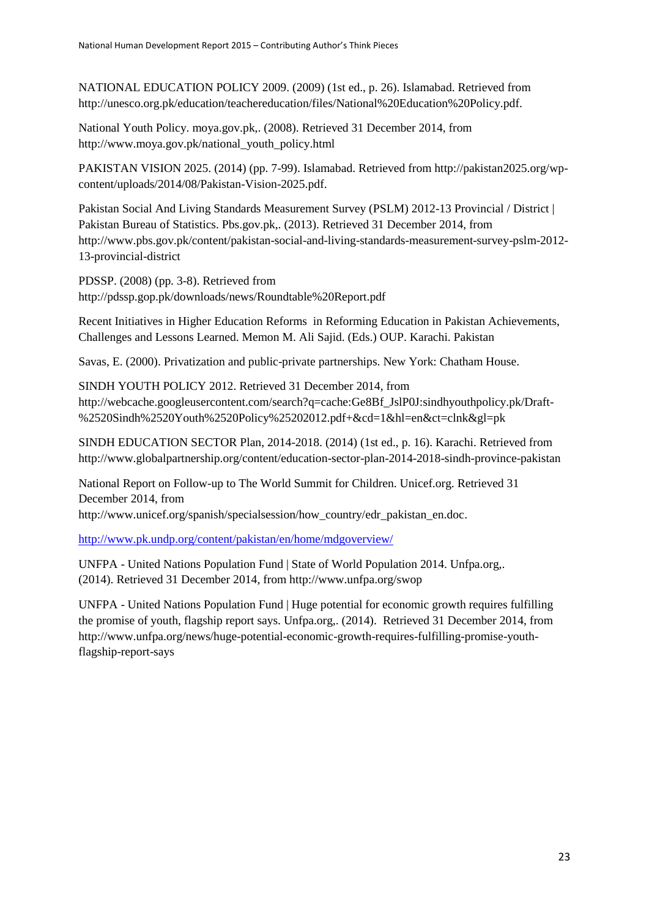NATIONAL EDUCATION POLICY 2009. (2009) (1st ed., p. 26). Islamabad. Retrieved from http://unesco.org.pk/education/teachereducation/files/National%20Education%20Policy.pdf.

National Youth Policy. moya.gov.pk,. (2008). Retrieved 31 December 2014, from http://www.moya.gov.pk/national_youth_policy.html

PAKISTAN VISION 2025. (2014) (pp. 7-99). Islamabad. Retrieved from http://pakistan2025.org/wp-content/uploads/2014/08/Pakistan-Vision-2025.pdf.

Pakistan Social And Living Standards Measurement Survey (PSLM) 2012-13 Provincial / District | Pakistan Bureau of Statistics. Pbs.gov.pk,. (2013). Retrieved 31 December 2014, from http://www.pbs.gov.pk/content/pakistan-social-and-living-standards-measurement-survey-pslm-2012-13-provincial-district

PDSSP. (2008) (pp. 3-8). Retrieved from http://pdssp.gop.pk/downloads/news/Roundtable%20Report.pdf

Recent Initiatives in Higher Education Reforms in Reforming Education in Pakistan Achievements, Challenges and Lessons Learned. Memon M. Ali Sajid. (Eds.) OUP. Karachi. Pakistan

Savas, E. (2000). Privatization and public-private partnerships. New York: Chatham House.

SINDH YOUTH POLICY 2012. Retrieved 31 December 2014, from http://webcache.googleusercontent.com/search?q=cache:Ge8Bf_JslP0J:sindhyouthpolicy.pk/Draft-%2520Sindh%2520Youth%2520Policy%25202012.pdf+&cd=1&hl=en&ct=clnk&gl=pk

SINDH EDUCATION SECTOR Plan, 2014-2018. (2014) (1st ed., p. 16). Karachi. Retrieved from http://www.globalpartnership.org/content/education-sector-plan-2014-2018-sindh-province-pakistan

National Report on Follow-up to The World Summit for Children. Unicef.org. Retrieved 31 December 2014, from http://www.unicef.org/spanish/specialsession/how_country/edr_pakistan_en.doc.

http://www.pk.undp.org/content/pakistan/en/home/mdgoverview/

UNFPA - United Nations Population Fund | State of World Population 2014. Unfpa.org,. (2014). Retrieved 31 December 2014, from http://www.unfpa.org/swop

UNFPA - United Nations Population Fund | Huge potential for economic growth requires fulfilling the promise of youth, flagship report says. Unfpa.org,. (2014). Retrieved 31 December 2014, from http://www.unfpa.org/news/huge-potential-economic-growth-requires-fulfilling-promise-youth-flagship-report-says